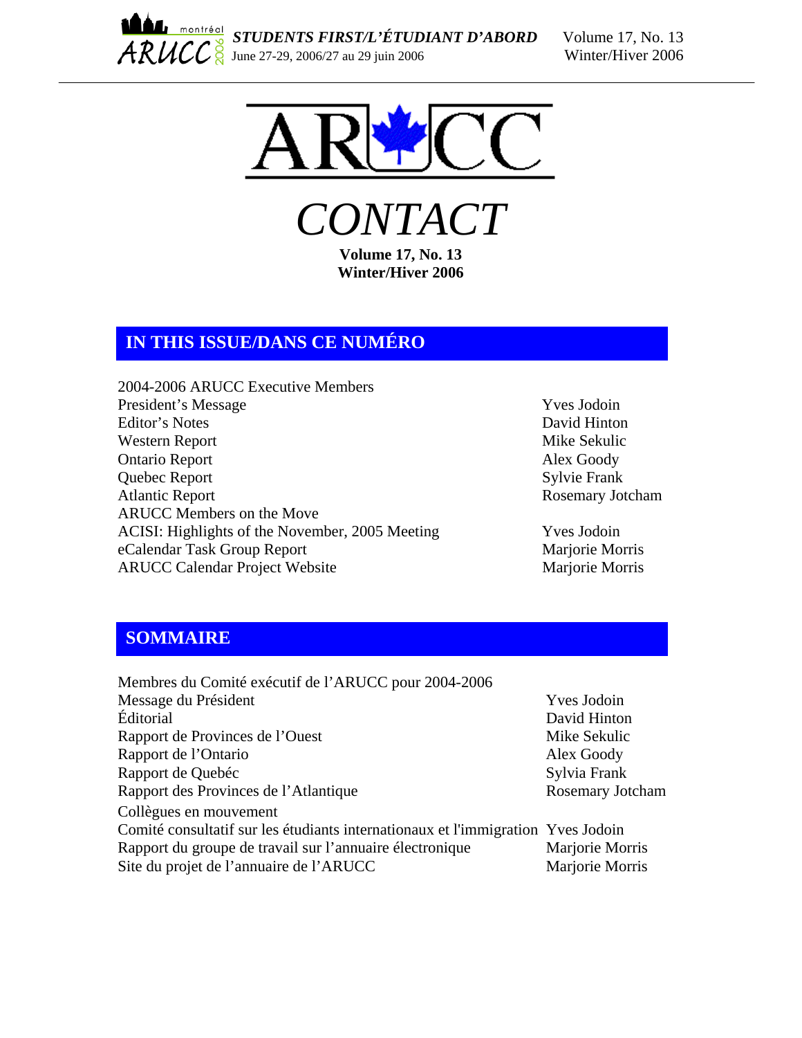# CONTACT

**Volume 17, No. 13**
**Winter/Hiver 2006**

## IN THIS ISSUE/DANS CE NUMÉRO

| | |
|---|---|
| 2004-2006 ARUCC Executive Members | |
| President's Message | Yves Jodoin |
| Editor's Notes | David Hinton |
| Western Report | Mike Sekulic |
| Ontario Report | Alex Goody |
| Quebec Report | Sylvie Frank |
| Atlantic Report | Rosemary Jotcham |
| ARUCC Members on the Move | |
| ACISI: Highlights of the November, 2005 Meeting | Yves Jodoin |
| eCalendar Task Group Report | Marjorie Morris |
| ARUCC Calendar Project Website | Marjorie Morris |

## SOMMAIRE

| | |
|---|---|
| Membres du Comité exécutif de l'ARUCC pour 2004-2006 | |
| Message du Président | Yves Jodoin |
| Éditorial | David Hinton |
| Rapport de Provinces de l'Ouest | Mike Sekulic |
| Rapport de l'Ontario | Alex Goody |
| Rapport de Quebéc | Sylvia Frank |
| Rapport des Provinces de l'Atlantique | Rosemary Jotcham |
| Collègues en mouvement | |
| Comité consultatif sur les étudiants internationaux et l'immigration | Yves Jodoin |
| Rapport du groupe de travail sur l'annuaire électronique | Marjorie Morris |
| Site du projet de l'annuaire de l'ARUCC | Marjorie Morris |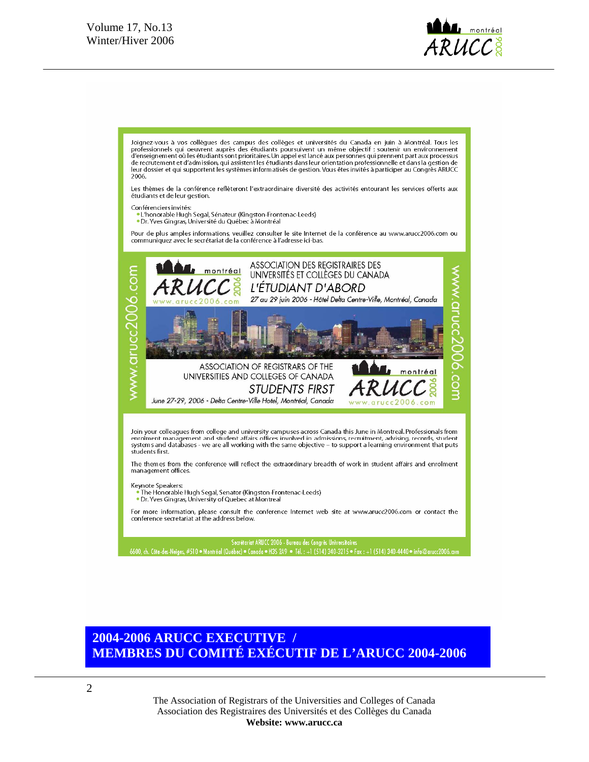Joignez-vous à vos collègues des campus des collèges et universités du Canada en juin à Montréal. Tous les professionnels qui oeuvrent auprès des étudiants poursuivent un même objectif : soutenir un environnement d'enseignement où les étudiants sont prioritaires. Un appel est lancé aux personnes qui prennent part aux processus de recrutement et d'admission, qui assistent les étudiants dans leur orientation professionnelle et dans la gestion de leur dossier et qui supportent les systèmes informatisés de gestion. Vous êtes invités à participer au Congrès ARUCC 2006.

Les thèmes de la conférence reflèteront l'extraordinaire diversité des activités entourant les services offerts aux étudiants et de leur gestion.

Conférenciers invités:

- L'honorable Hugh Segal, Sénateur (Kingston-Frontenac-Leeds)
- Dr. Yves Gingras, Université du Québec à Montréal

Pour de plus amples informations, veuillez consulter le site Internet de la conférence au www.arucc2006.com ou communiquez avec le secrétariat de la conférence à l'adresse ici-bas.

www.arucc2006.com

montréal ARUCC 2006 www.arucc2006.com

ASSOCIATION DES REGISTRAIRES DES UNIVERSITÉS ET COLLÈGES DU CANADA

*L'ÉTUDIANT D'ABORD*

*27 au 29 juin 2006 - Hôtel Delta Centre-Ville, Montréal, Canada*

ASSOCIATION OF REGISTRARS OF THE UNIVERSITIES AND COLLEGES OF CANADA

*STUDENTS FIRST*

*June 27-29, 2006 - Delta Centre-Ville Hotel, Montréal, Canada*

montréal ARUCC 2006 www.arucc2006.com

www.arucc2006.com

Join your colleagues from college and university campuses across Canada this June in Montreal. Professionals from enrolment management and student affairs offices involved in admissions, recruitment, advising, records, student systems and databases - we are all working with the same objective – to support a learning environment that puts students first.

The themes from the conference will reflect the extraordinary breadth of work in student affairs and enrolment management offices.

Keynote Speakers:

- The Honorable Hugh Segal, Senator (Kingston-Frontenac-Leeds)
- Dr. Yves Gingras, University of Quebec at Montreal

For more information, please consult the conference Internet web site at www.arucc2006.com or contact the conference secretariat at the address below.

Secrétariat ARUCC 2006 - Bureau des Congrès Universitaires
6600, ch. Côte-des-Neiges, #510 • Montréal (Québec) • Canada • H3S 2A9 • Tél. : +1 (514) 340-3215 • Fax : +1 (514) 340-4440 • info@arucc2006.com

## 2004-2006 ARUCC EXECUTIVE / MEMBRES DU COMITÉ EXÉCUTIF DE L'ARUCC 2004-2006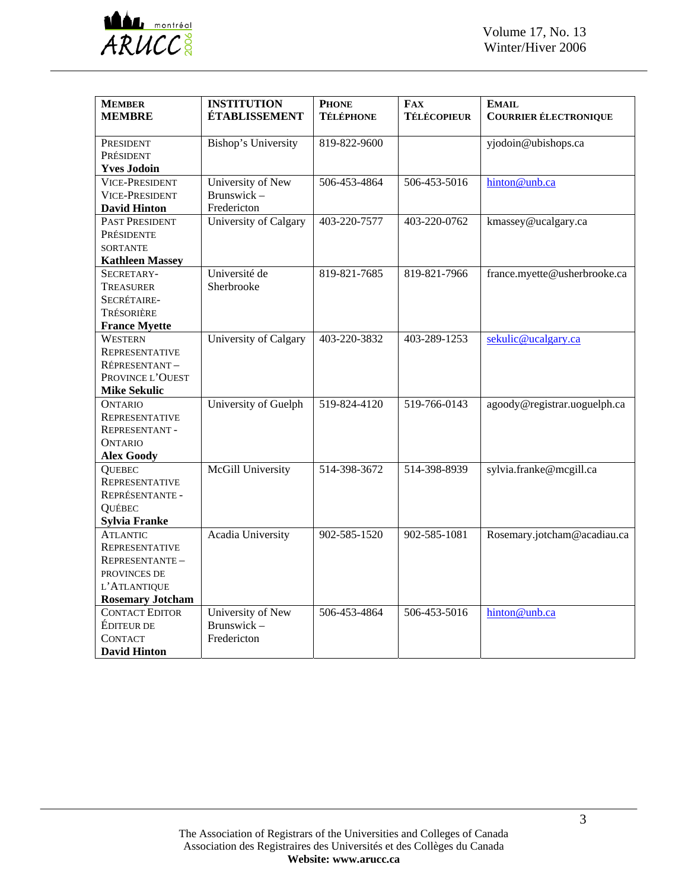| MEMBER<br>MEMBRE | INSTITUTION<br>ÉTABLISSEMENT | PHONE<br>TÉLÉPHONE | FAX<br>TÉLÉCOPIEUR | EMAIL<br>COURRIER ÉLECTRONIQUE |
|---|---|---|---|---|
| PRESIDENT<br>PRÉSIDENT<br>**Yves Jodoin** | Bishop's University | 819-822-9600 | | yjodoin@ubishops.ca |
| VICE-PRESIDENT<br>VICE-PRESIDENT<br>**David Hinton** | University of New Brunswick – Fredericton | 506-453-4864 | 506-453-5016 | hinton@unb.ca |
| PAST PRESIDENT<br>PRÉSIDENTE SORTANTE<br>**Kathleen Massey** | University of Calgary | 403-220-7577 | 403-220-0762 | kmassey@ucalgary.ca |
| SECRETARY-TREASURER<br>SECRÉTAIRE-TRÉSORIÈRE<br>**France Myette** | Université de Sherbrooke | 819-821-7685 | 819-821-7966 | france.myette@usherbrooke.ca |
| WESTERN REPRESENTATIVE<br>RÉPRESENTANT – PROVINCE L'OUEST<br>**Mike Sekulic** | University of Calgary | 403-220-3832 | 403-289-1253 | sekulic@ucalgary.ca |
| ONTARIO REPRESENTATIVE<br>REPRESENTANT - ONTARIO<br>**Alex Goody** | University of Guelph | 519-824-4120 | 519-766-0143 | agoody@registrar.uoguelph.ca |
| QUEBEC REPRESENTATIVE<br>REPRÉSENTANTE - QUÉBEC<br>**Sylvia Franke** | McGill University | 514-398-3672 | 514-398-8939 | sylvia.franke@mcgill.ca |
| ATLANTIC REPRESENTATIVE<br>REPRESENTANTE – PROVINCES DE L'ATLANTIQUE<br>**Rosemary Jotcham** | Acadia University | 902-585-1520 | 902-585-1081 | Rosemary.jotcham@acadiau.ca |
| CONTACT EDITOR<br>ÉDITEUR DE CONTACT<br>**David Hinton** | University of New Brunswick – Fredericton | 506-453-4864 | 506-453-5016 | hinton@unb.ca |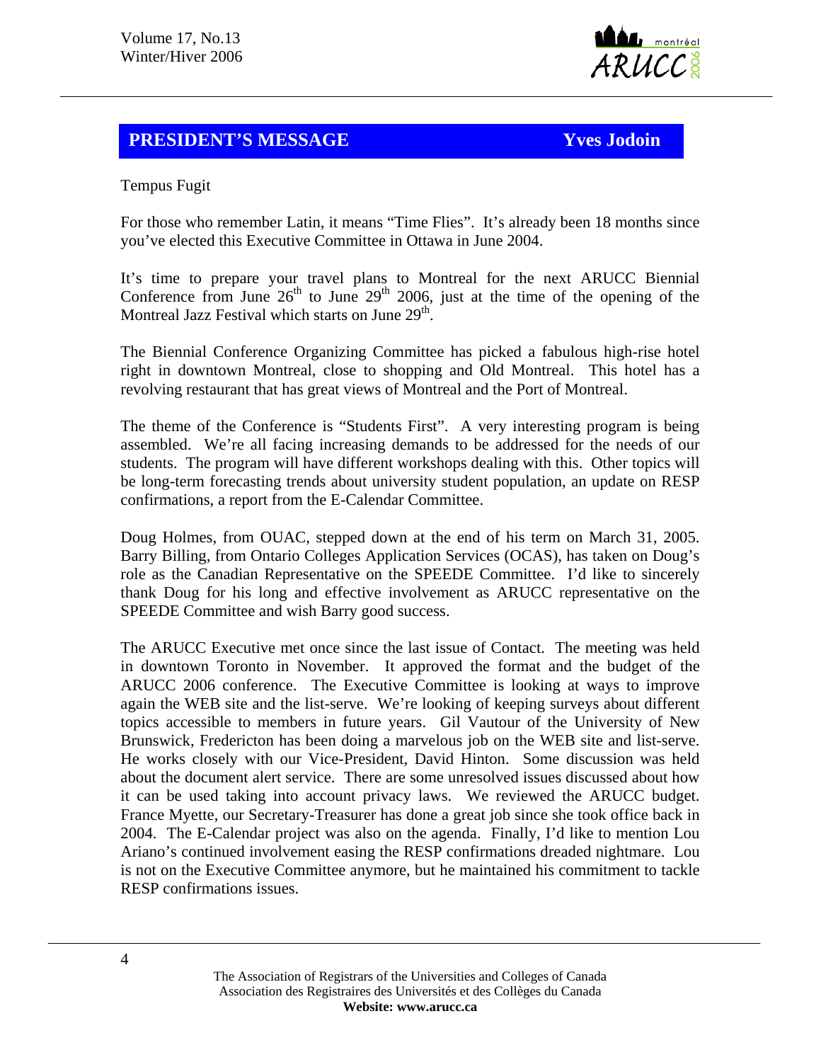## PRESIDENT'S MESSAGE — Yves Jodoin

Tempus Fugit

For those who remember Latin, it means "Time Flies". It's already been 18 months since you've elected this Executive Committee in Ottawa in June 2004.

It's time to prepare your travel plans to Montreal for the next ARUCC Biennial Conference from June 26th to June 29th 2006, just at the time of the opening of the Montreal Jazz Festival which starts on June 29th.

The Biennial Conference Organizing Committee has picked a fabulous high-rise hotel right in downtown Montreal, close to shopping and Old Montreal. This hotel has a revolving restaurant that has great views of Montreal and the Port of Montreal.

The theme of the Conference is "Students First". A very interesting program is being assembled. We're all facing increasing demands to be addressed for the needs of our students. The program will have different workshops dealing with this. Other topics will be long-term forecasting trends about university student population, an update on RESP confirmations, a report from the E-Calendar Committee.

Doug Holmes, from OUAC, stepped down at the end of his term on March 31, 2005. Barry Billing, from Ontario Colleges Application Services (OCAS), has taken on Doug's role as the Canadian Representative on the SPEEDE Committee. I'd like to sincerely thank Doug for his long and effective involvement as ARUCC representative on the SPEEDE Committee and wish Barry good success.

The ARUCC Executive met once since the last issue of Contact. The meeting was held in downtown Toronto in November. It approved the format and the budget of the ARUCC 2006 conference. The Executive Committee is looking at ways to improve again the WEB site and the list-serve. We're looking of keeping surveys about different topics accessible to members in future years. Gil Vautour of the University of New Brunswick, Fredericton has been doing a marvelous job on the WEB site and list-serve. He works closely with our Vice-President, David Hinton. Some discussion was held about the document alert service. There are some unresolved issues discussed about how it can be used taking into account privacy laws. We reviewed the ARUCC budget. France Myette, our Secretary-Treasurer has done a great job since she took office back in 2004. The E-Calendar project was also on the agenda. Finally, I'd like to mention Lou Ariano's continued involvement easing the RESP confirmations dreaded nightmare. Lou is not on the Executive Committee anymore, but he maintained his commitment to tackle RESP confirmations issues.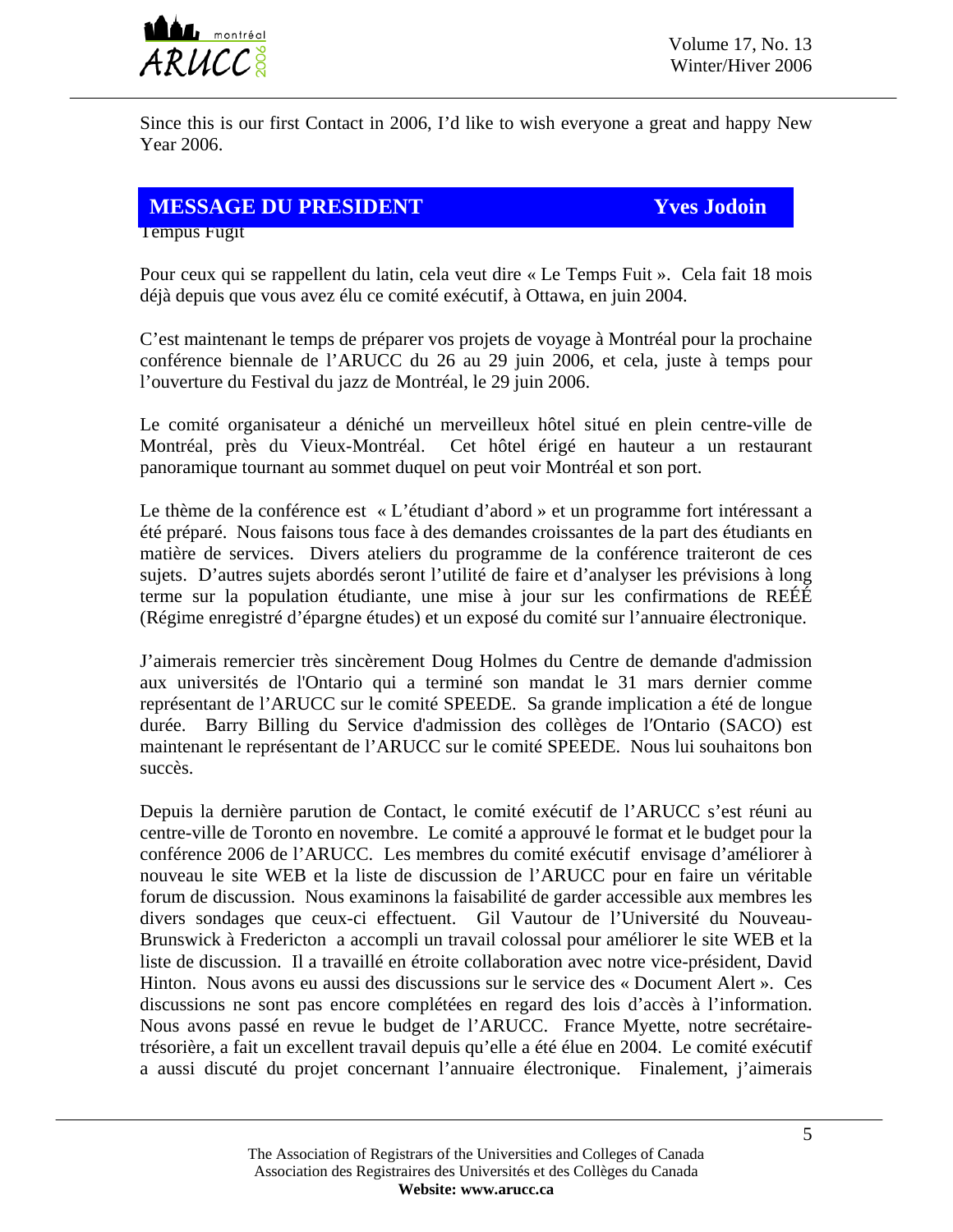Since this is our first Contact in 2006, I'd like to wish everyone a great and happy New Year 2006.

## MESSAGE DU PRESIDENT — Yves Jodoin

Tempus Fugit

Pour ceux qui se rappellent du latin, cela veut dire « Le Temps Fuit ». Cela fait 18 mois déjà depuis que vous avez élu ce comité exécutif, à Ottawa, en juin 2004.

C'est maintenant le temps de préparer vos projets de voyage à Montréal pour la prochaine conférence biennale de l'ARUCC du 26 au 29 juin 2006, et cela, juste à temps pour l'ouverture du Festival du jazz de Montréal, le 29 juin 2006.

Le comité organisateur a déniché un merveilleux hôtel situé en plein centre-ville de Montréal, près du Vieux-Montréal. Cet hôtel érigé en hauteur a un restaurant panoramique tournant au sommet duquel on peut voir Montréal et son port.

Le thème de la conférence est « L'étudiant d'abord » et un programme fort intéressant a été préparé. Nous faisons tous face à des demandes croissantes de la part des étudiants en matière de services. Divers ateliers du programme de la conférence traiteront de ces sujets. D'autres sujets abordés seront l'utilité de faire et d'analyser les prévisions à long terme sur la population étudiante, une mise à jour sur les confirmations de REÉÉ (Régime enregistré d'épargne études) et un exposé du comité sur l'annuaire électronique.

J'aimerais remercier très sincèrement Doug Holmes du Centre de demande d'admission aux universités de l'Ontario qui a terminé son mandat le 31 mars dernier comme représentant de l'ARUCC sur le comité SPEEDE. Sa grande implication a été de longue durée. Barry Billing du Service d'admission des collèges de l'Ontario (SACO) est maintenant le représentant de l'ARUCC sur le comité SPEEDE. Nous lui souhaitons bon succès.

Depuis la dernière parution de Contact, le comité exécutif de l'ARUCC s'est réuni au centre-ville de Toronto en novembre. Le comité a approuvé le format et le budget pour la conférence 2006 de l'ARUCC. Les membres du comité exécutif envisage d'améliorer à nouveau le site WEB et la liste de discussion de l'ARUCC pour en faire un véritable forum de discussion. Nous examinons la faisabilité de garder accessible aux membres les divers sondages que ceux-ci effectuent. Gil Vautour de l'Université du Nouveau-Brunswick à Fredericton a accompli un travail colossal pour améliorer le site WEB et la liste de discussion. Il a travaillé en étroite collaboration avec notre vice-président, David Hinton. Nous avons eu aussi des discussions sur le service des « Document Alert ». Ces discussions ne sont pas encore complétées en regard des lois d'accès à l'information. Nous avons passé en revue le budget de l'ARUCC. France Myette, notre secrétaire-trésorière, a fait un excellent travail depuis qu'elle a été élue en 2004. Le comité exécutif a aussi discuté du projet concernant l'annuaire électronique. Finalement, j'aimerais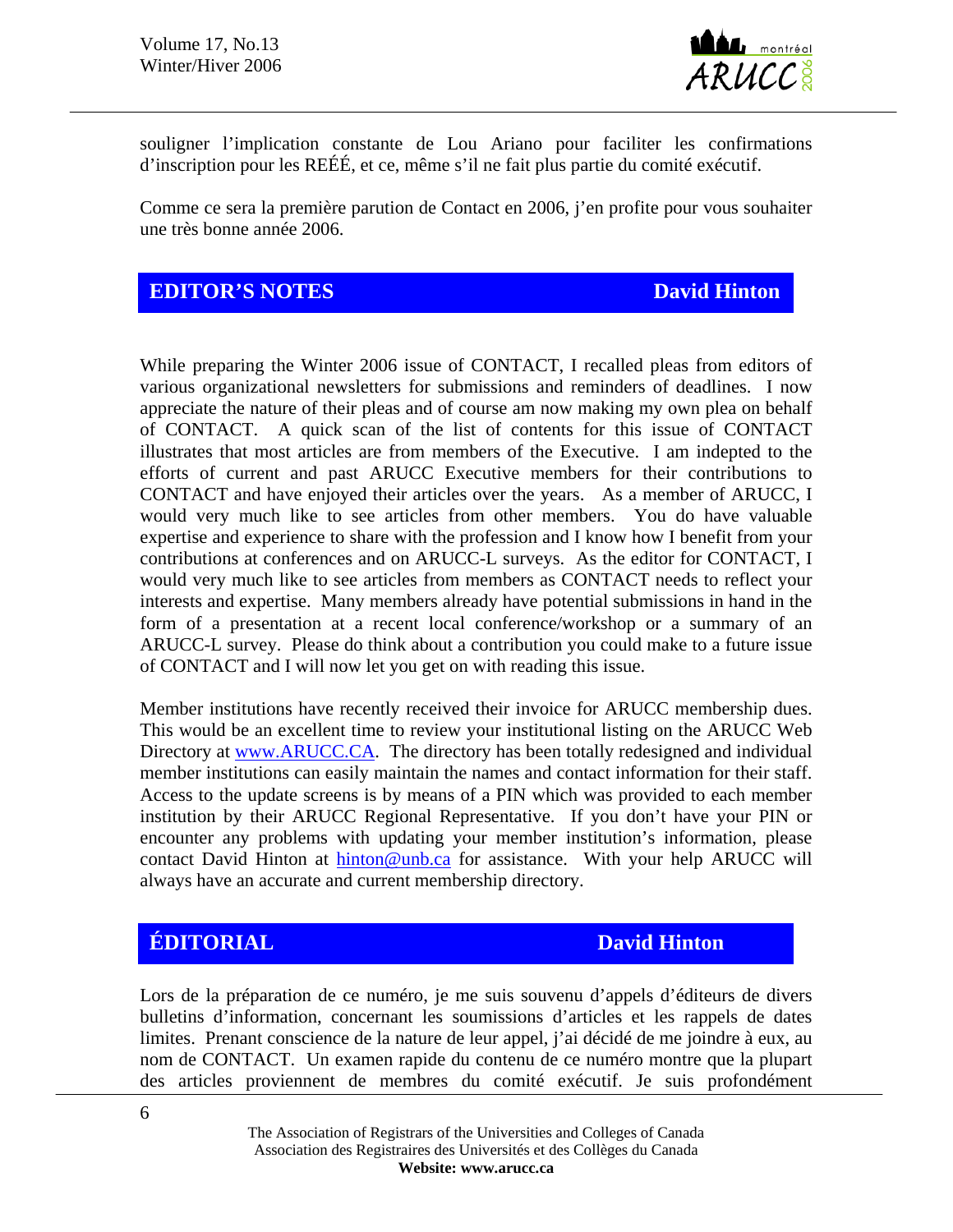souligner l'implication constante de Lou Ariano pour faciliter les confirmations d'inscription pour les REÉÉ, et ce, même s'il ne fait plus partie du comité exécutif.

Comme ce sera la première parution de Contact en 2006, j'en profite pour vous souhaiter une très bonne année 2006.

## EDITOR'S NOTES — David Hinton

While preparing the Winter 2006 issue of CONTACT, I recalled pleas from editors of various organizational newsletters for submissions and reminders of deadlines. I now appreciate the nature of their pleas and of course am now making my own plea on behalf of CONTACT. A quick scan of the list of contents for this issue of CONTACT illustrates that most articles are from members of the Executive. I am indepted to the efforts of current and past ARUCC Executive members for their contributions to CONTACT and have enjoyed their articles over the years. As a member of ARUCC, I would very much like to see articles from other members. You do have valuable expertise and experience to share with the profession and I know how I benefit from your contributions at conferences and on ARUCC-L surveys. As the editor for CONTACT, I would very much like to see articles from members as CONTACT needs to reflect your interests and expertise. Many members already have potential submissions in hand in the form of a presentation at a recent local conference/workshop or a summary of an ARUCC-L survey. Please do think about a contribution you could make to a future issue of CONTACT and I will now let you get on with reading this issue.

Member institutions have recently received their invoice for ARUCC membership dues. This would be an excellent time to review your institutional listing on the ARUCC Web Directory at www.ARUCC.CA. The directory has been totally redesigned and individual member institutions can easily maintain the names and contact information for their staff. Access to the update screens is by means of a PIN which was provided to each member institution by their ARUCC Regional Representative. If you don't have your PIN or encounter any problems with updating your member institution's information, please contact David Hinton at hinton@unb.ca for assistance. With your help ARUCC will always have an accurate and current membership directory.

## ÉDITORIAL — David Hinton

Lors de la préparation de ce numéro, je me suis souvenu d'appels d'éditeurs de divers bulletins d'information, concernant les soumissions d'articles et les rappels de dates limites. Prenant conscience de la nature de leur appel, j'ai décidé de me joindre à eux, au nom de CONTACT. Un examen rapide du contenu de ce numéro montre que la plupart des articles proviennent de membres du comité exécutif. Je suis profondément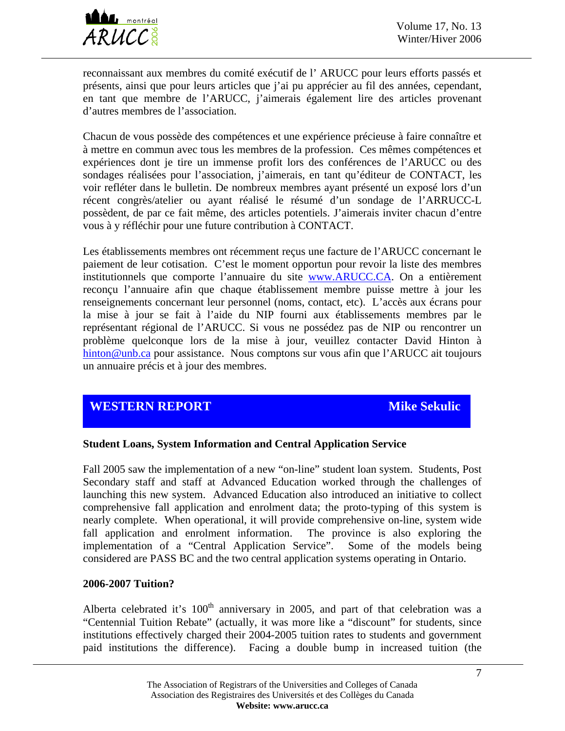reconnaissant aux membres du comité exécutif de l' ARUCC pour leurs efforts passés et présents, ainsi que pour leurs articles que j'ai pu apprécier au fil des années, cependant, en tant que membre de l'ARUCC, j'aimerais également lire des articles provenant d'autres membres de l'association.

Chacun de vous possède des compétences et une expérience précieuse à faire connaître et à mettre en commun avec tous les membres de la profession. Ces mêmes compétences et expériences dont je tire un immense profit lors des conférences de l'ARUCC ou des sondages réalisées pour l'association, j'aimerais, en tant qu'éditeur de CONTACT, les voir refléter dans le bulletin. De nombreux membres ayant présenté un exposé lors d'un récent congrès/atelier ou ayant réalisé le résumé d'un sondage de l'ARRUCC-L possèdent, de par ce fait même, des articles potentiels. J'aimerais inviter chacun d'entre vous à y réfléchir pour une future contribution à CONTACT.

Les établissements membres ont récemment reçus une facture de l'ARUCC concernant le paiement de leur cotisation. C'est le moment opportun pour revoir la liste des membres institutionnels que comporte l'annuaire du site www.ARUCC.CA. On a entièrement reconçu l'annuaire afin que chaque établissement membre puisse mettre à jour les renseignements concernant leur personnel (noms, contact, etc). L'accès aux écrans pour la mise à jour se fait à l'aide du NIP fourni aux établissements membres par le représentant régional de l'ARUCC. Si vous ne possédez pas de NIP ou rencontrer un problème quelconque lors de la mise à jour, veuillez contacter David Hinton à hinton@unb.ca pour assistance. Nous comptons sur vous afin que l'ARUCC ait toujours un annuaire précis et à jour des membres.

## WESTERN REPORT — Mike Sekulic

### Student Loans, System Information and Central Application Service

Fall 2005 saw the implementation of a new "on-line" student loan system. Students, Post Secondary staff and staff at Advanced Education worked through the challenges of launching this new system. Advanced Education also introduced an initiative to collect comprehensive fall application and enrolment data; the proto-typing of this system is nearly complete. When operational, it will provide comprehensive on-line, system wide fall application and enrolment information. The province is also exploring the implementation of a "Central Application Service". Some of the models being considered are PASS BC and the two central application systems operating in Ontario.

### 2006-2007 Tuition?

Alberta celebrated it's 100th anniversary in 2005, and part of that celebration was a "Centennial Tuition Rebate" (actually, it was more like a "discount" for students, since institutions effectively charged their 2004-2005 tuition rates to students and government paid institutions the difference). Facing a double bump in increased tuition (the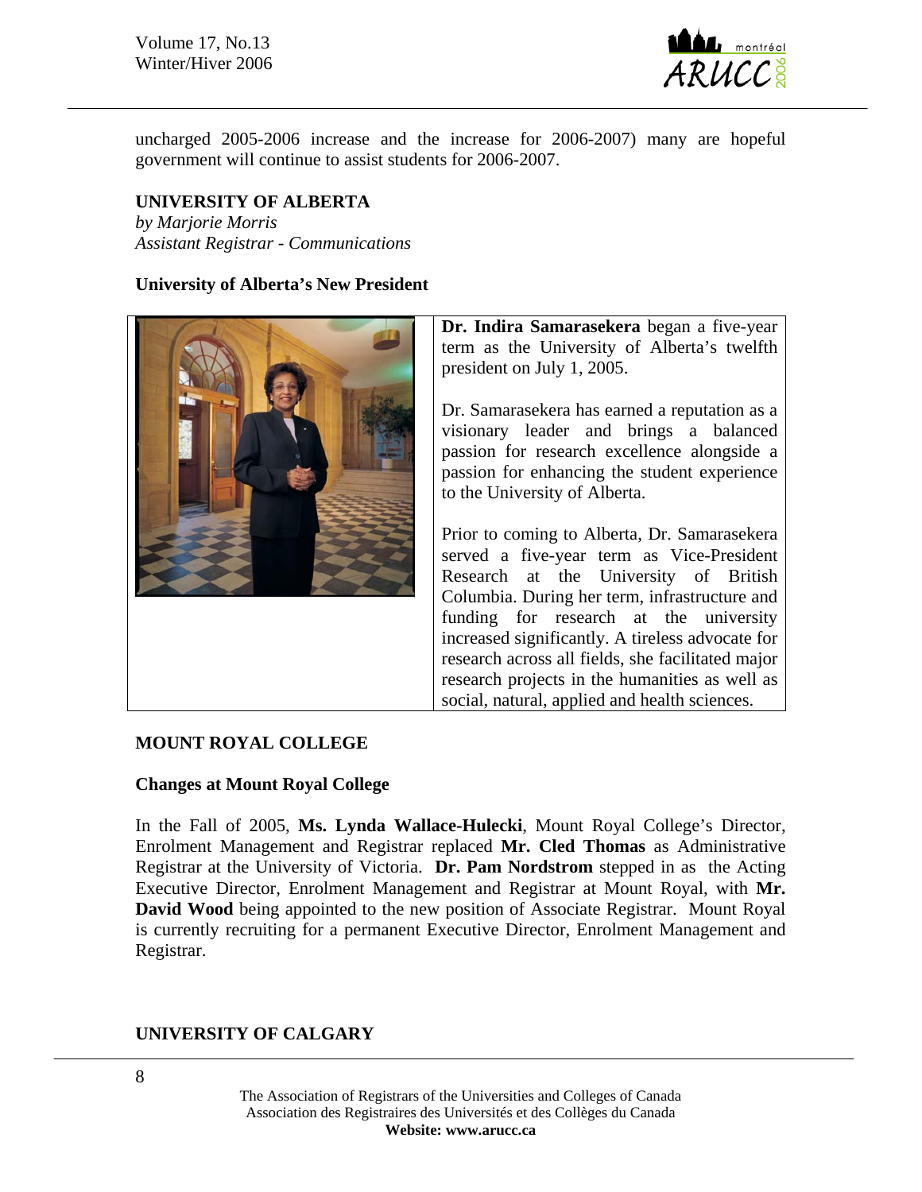uncharged 2005-2006 increase and the increase for 2006-2007) many are hopeful government will continue to assist students for 2006-2007.

## UNIVERSITY OF ALBERTA

*by Marjorie Morris*
*Assistant Registrar - Communications*

### University of Alberta's New President

**Dr. Indira Samarasekera** began a five-year term as the University of Alberta's twelfth president on July 1, 2005.

Dr. Samarasekera has earned a reputation as a visionary leader and brings a balanced passion for research excellence alongside a passion for enhancing the student experience to the University of Alberta.

Prior to coming to Alberta, Dr. Samarasekera served a five-year term as Vice-President Research at the University of British Columbia. During her term, infrastructure and funding for research at the university increased significantly. A tireless advocate for research across all fields, she facilitated major research projects in the humanities as well as social, natural, applied and health sciences.

## MOUNT ROYAL COLLEGE

### Changes at Mount Royal College

In the Fall of 2005, **Ms. Lynda Wallace-Hulecki**, Mount Royal College's Director, Enrolment Management and Registrar replaced **Mr. Cled Thomas** as Administrative Registrar at the University of Victoria. **Dr. Pam Nordstrom** stepped in as the Acting Executive Director, Enrolment Management and Registrar at Mount Royal, with **Mr. David Wood** being appointed to the new position of Associate Registrar. Mount Royal is currently recruiting for a permanent Executive Director, Enrolment Management and Registrar.

## UNIVERSITY OF CALGARY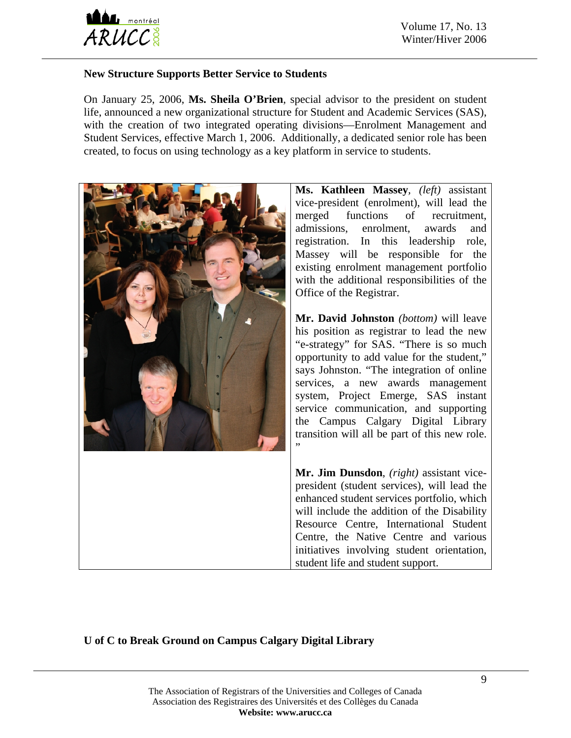**New Structure Supports Better Service to Students**

On January 25, 2006, **Ms. Sheila O'Brien**, special advisor to the president on student life, announced a new organizational structure for Student and Academic Services (SAS), with the creation of two integrated operating divisions—Enrolment Management and Student Services, effective March 1, 2006. Additionally, a dedicated senior role has been created, to focus on using technology as a key platform in service to students.

**Ms. Kathleen Massey**, *(left)* assistant vice-president (enrolment), will lead the merged functions of recruitment, admissions, enrolment, awards and registration. In this leadership role, Massey will be responsible for the existing enrolment management portfolio with the additional responsibilities of the Office of the Registrar.

**Mr. David Johnston** *(bottom)* will leave his position as registrar to lead the new "e-strategy" for SAS. "There is so much opportunity to add value for the student," says Johnston. "The integration of online services, a new awards management system, Project Emerge, SAS instant service communication, and supporting the Campus Calgary Digital Library transition will all be part of this new role. "

**Mr. Jim Dunsdon**, *(right)* assistant vice-president (student services), will lead the enhanced student services portfolio, which will include the addition of the Disability Resource Centre, International Student Centre, the Native Centre and various initiatives involving student orientation, student life and student support.

**U of C to Break Ground on Campus Calgary Digital Library**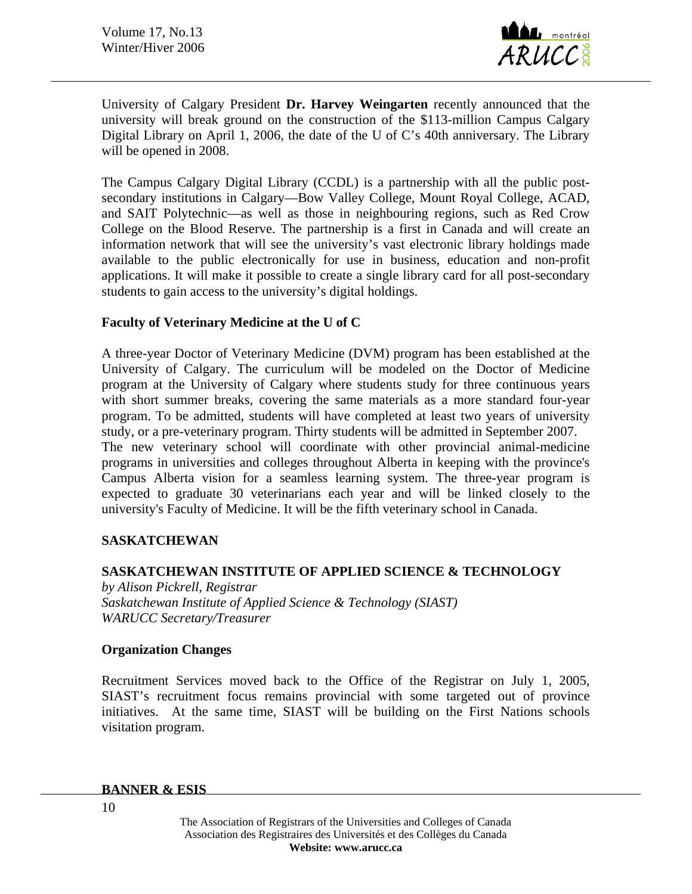University of Calgary President **Dr. Harvey Weingarten** recently announced that the university will break ground on the construction of the $113-million Campus Calgary Digital Library on April 1, 2006, the date of the U of C's 40th anniversary. The Library will be opened in 2008.

The Campus Calgary Digital Library (CCDL) is a partnership with all the public post-secondary institutions in Calgary—Bow Valley College, Mount Royal College, ACAD, and SAIT Polytechnic—as well as those in neighbouring regions, such as Red Crow College on the Blood Reserve. The partnership is a first in Canada and will create an information network that will see the university's vast electronic library holdings made available to the public electronically for use in business, education and non-profit applications. It will make it possible to create a single library card for all post-secondary students to gain access to the university's digital holdings.

**Faculty of Veterinary Medicine at the U of C**

A three-year Doctor of Veterinary Medicine (DVM) program has been established at the University of Calgary. The curriculum will be modeled on the Doctor of Medicine program at the University of Calgary where students study for three continuous years with short summer breaks, covering the same materials as a more standard four-year program. To be admitted, students will have completed at least two years of university study, or a pre-veterinary program. Thirty students will be admitted in September 2007.
The new veterinary school will coordinate with other provincial animal-medicine programs in universities and colleges throughout Alberta in keeping with the province's Campus Alberta vision for a seamless learning system. The three-year program is expected to graduate 30 veterinarians each year and will be linked closely to the university's Faculty of Medicine. It will be the fifth veterinary school in Canada.

## SASKATCHEWAN

### SASKATCHEWAN INSTITUTE OF APPLIED SCIENCE & TECHNOLOGY

*by Alison Pickrell, Registrar*
*Saskatchewan Institute of Applied Science & Technology (SIAST)*
*WARUCC Secretary/Treasurer*

**Organization Changes**

Recruitment Services moved back to the Office of the Registrar on July 1, 2005, SIAST's recruitment focus remains provincial with some targeted out of province initiatives. At the same time, SIAST will be building on the First Nations schools visitation program.

**BANNER & ESIS**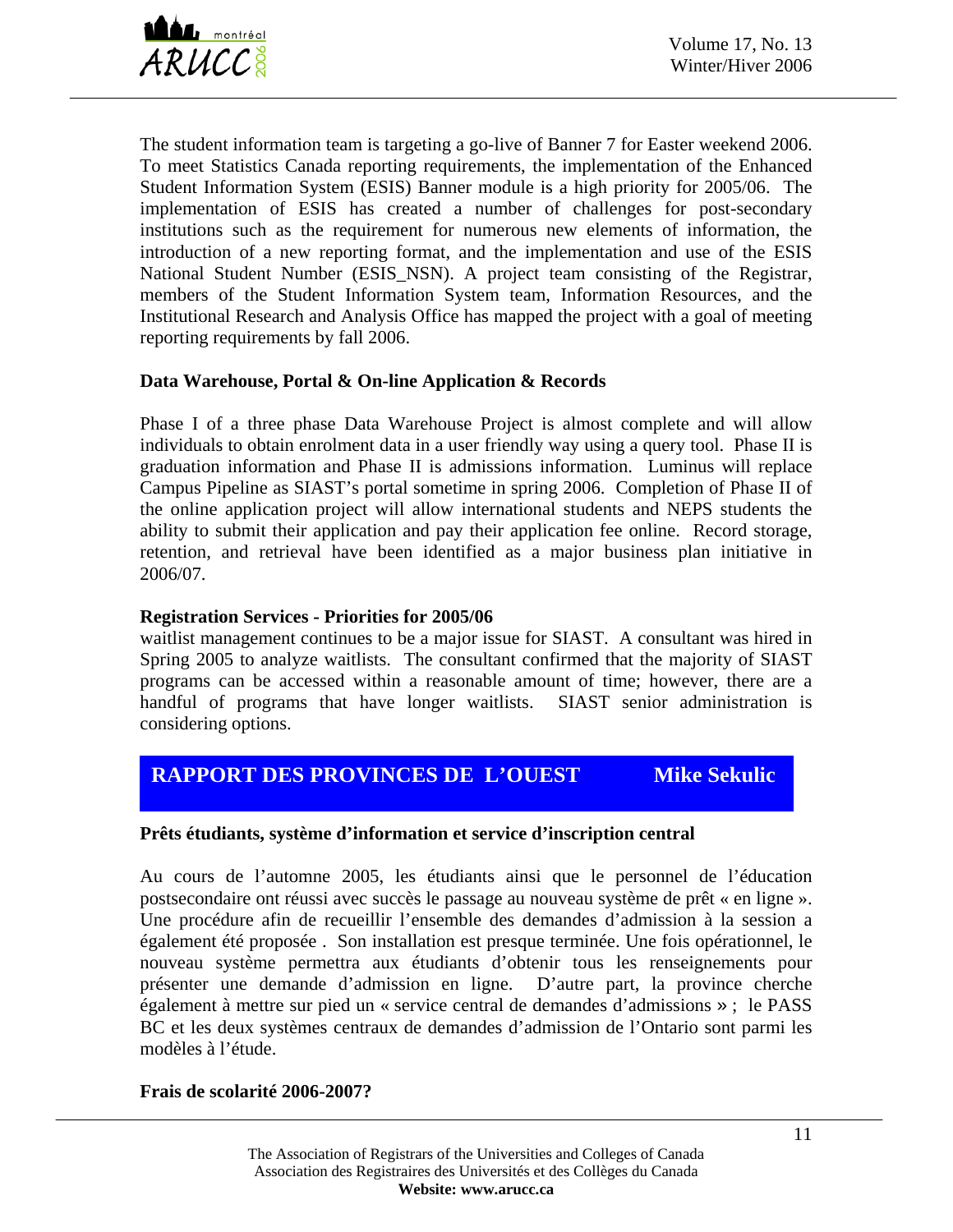The student information team is targeting a go-live of Banner 7 for Easter weekend 2006. To meet Statistics Canada reporting requirements, the implementation of the Enhanced Student Information System (ESIS) Banner module is a high priority for 2005/06. The implementation of ESIS has created a number of challenges for post-secondary institutions such as the requirement for numerous new elements of information, the introduction of a new reporting format, and the implementation and use of the ESIS National Student Number (ESIS_NSN). A project team consisting of the Registrar, members of the Student Information System team, Information Resources, and the Institutional Research and Analysis Office has mapped the project with a goal of meeting reporting requirements by fall 2006.

**Data Warehouse, Portal & On-line Application & Records**

Phase I of a three phase Data Warehouse Project is almost complete and will allow individuals to obtain enrolment data in a user friendly way using a query tool. Phase II is graduation information and Phase II is admissions information. Luminus will replace Campus Pipeline as SIAST's portal sometime in spring 2006. Completion of Phase II of the online application project will allow international students and NEPS students the ability to submit their application and pay their application fee online. Record storage, retention, and retrieval have been identified as a major business plan initiative in 2006/07.

**Registration Services - Priorities for 2005/06**

waitlist management continues to be a major issue for SIAST. A consultant was hired in Spring 2005 to analyze waitlists. The consultant confirmed that the majority of SIAST programs can be accessed within a reasonable amount of time; however, there are a handful of programs that have longer waitlists. SIAST senior administration is considering options.

## RAPPORT DES PROVINCES DE L'OUEST — Mike Sekulic

**Prêts étudiants, système d'information et service d'inscription central**

Au cours de l'automne 2005, les étudiants ainsi que le personnel de l'éducation postsecondaire ont réussi avec succès le passage au nouveau système de prêt « en ligne ». Une procédure afin de recueillir l'ensemble des demandes d'admission à la session a également été proposée . Son installation est presque terminée. Une fois opérationnel, le nouveau système permettra aux étudiants d'obtenir tous les renseignements pour présenter une demande d'admission en ligne. D'autre part, la province cherche également à mettre sur pied un « service central de demandes d'admissions » ; le PASS BC et les deux systèmes centraux de demandes d'admission de l'Ontario sont parmi les modèles à l'étude.

**Frais de scolarité 2006-2007?**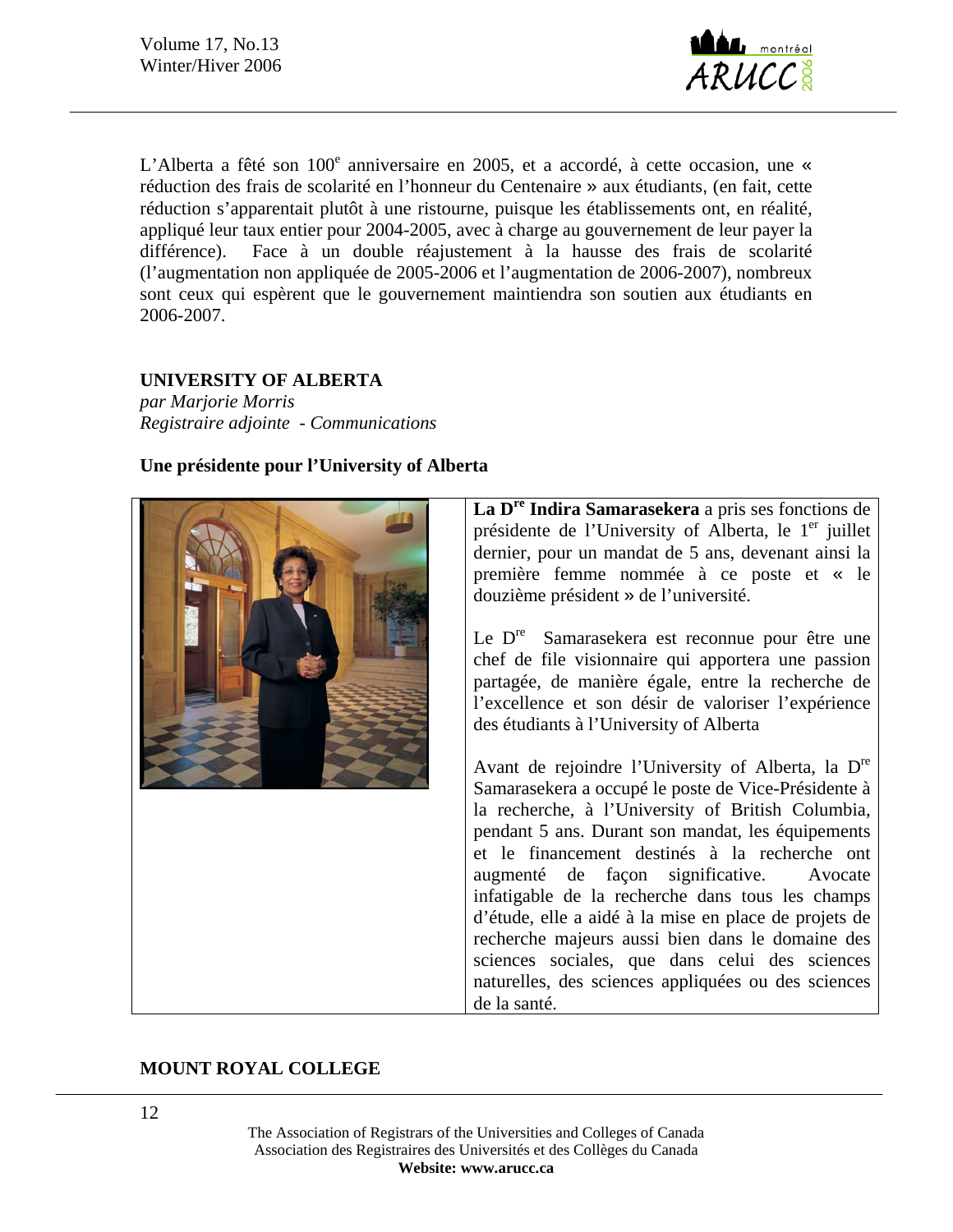L'Alberta a fêté son 100e anniversaire en 2005, et a accordé, à cette occasion, une « réduction des frais de scolarité en l'honneur du Centenaire » aux étudiants, (en fait, cette réduction s'apparentait plutôt à une ristourne, puisque les établissements ont, en réalité, appliqué leur taux entier pour 2004-2005, avec à charge au gouvernement de leur payer la différence). Face à un double réajustement à la hausse des frais de scolarité (l'augmentation non appliquée de 2005-2006 et l'augmentation de 2006-2007), nombreux sont ceux qui espèrent que le gouvernement maintiendra son soutien aux étudiants en 2006-2007.

## UNIVERSITY OF ALBERTA

*par Marjorie Morris*
*Registraire adjointe - Communications*

### Une présidente pour l'University of Alberta

**La Dre Indira Samarasekera** a pris ses fonctions de présidente de l'University of Alberta, le 1er juillet dernier, pour un mandat de 5 ans, devenant ainsi la première femme nommée à ce poste et « le douzième président » de l'université.

Le Dre Samarasekera est reconnue pour être une chef de file visionnaire qui apportera une passion partagée, de manière égale, entre la recherche de l'excellence et son désir de valoriser l'expérience des étudiants à l'University of Alberta

Avant de rejoindre l'University of Alberta, la Dre Samarasekera a occupé le poste de Vice-Présidente à la recherche, à l'University of British Columbia, pendant 5 ans. Durant son mandat, les équipements et le financement destinés à la recherche ont augmenté de façon significative. Avocate infatigable de la recherche dans tous les champs d'étude, elle a aidé à la mise en place de projets de recherche majeurs aussi bien dans le domaine des sciences sociales, que dans celui des sciences naturelles, des sciences appliquées ou des sciences de la santé.

## MOUNT ROYAL COLLEGE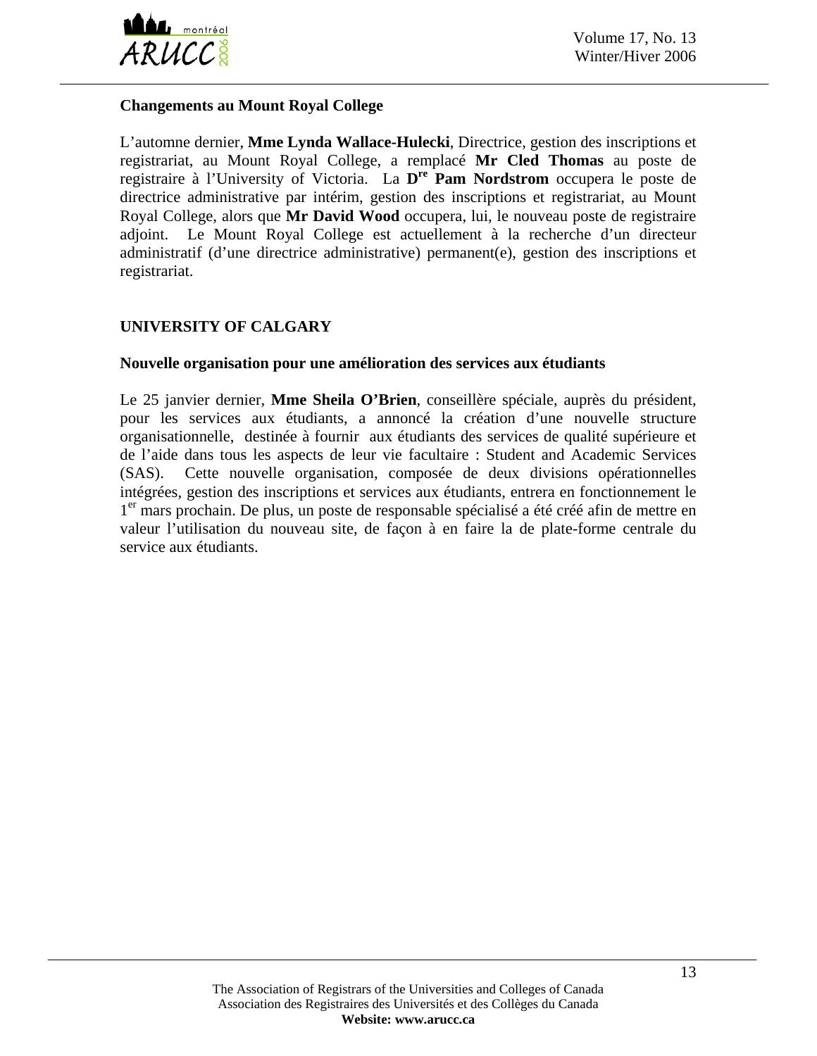**Changements au Mount Royal College**

L'automne dernier, **Mme Lynda Wallace-Hulecki**, Directrice, gestion des inscriptions et registrariat, au Mount Royal College, a remplacé **Mr Cled Thomas** au poste de registraire à l'University of Victoria. La **D[re] Pam Nordstrom** occupera le poste de directrice administrative par intérim, gestion des inscriptions et registrariat, au Mount Royal College, alors que **Mr David Wood** occupera, lui, le nouveau poste de registraire adjoint. Le Mount Royal College est actuellement à la recherche d'un directeur administratif (d'une directrice administrative) permanent(e), gestion des inscriptions et registrariat.

## UNIVERSITY OF CALGARY

**Nouvelle organisation pour une amélioration des services aux étudiants**

Le 25 janvier dernier, **Mme Sheila O'Brien**, conseillère spéciale, auprès du président, pour les services aux étudiants, a annoncé la création d'une nouvelle structure organisationnelle, destinée à fournir aux étudiants des services de qualité supérieure et de l'aide dans tous les aspects de leur vie facultaire : Student and Academic Services (SAS). Cette nouvelle organisation, composée de deux divisions opérationnelles intégrées, gestion des inscriptions et services aux étudiants, entrera en fonctionnement le 1[er] mars prochain. De plus, un poste de responsable spécialisé a été créé afin de mettre en valeur l'utilisation du nouveau site, de façon à en faire la de plate-forme centrale du service aux étudiants.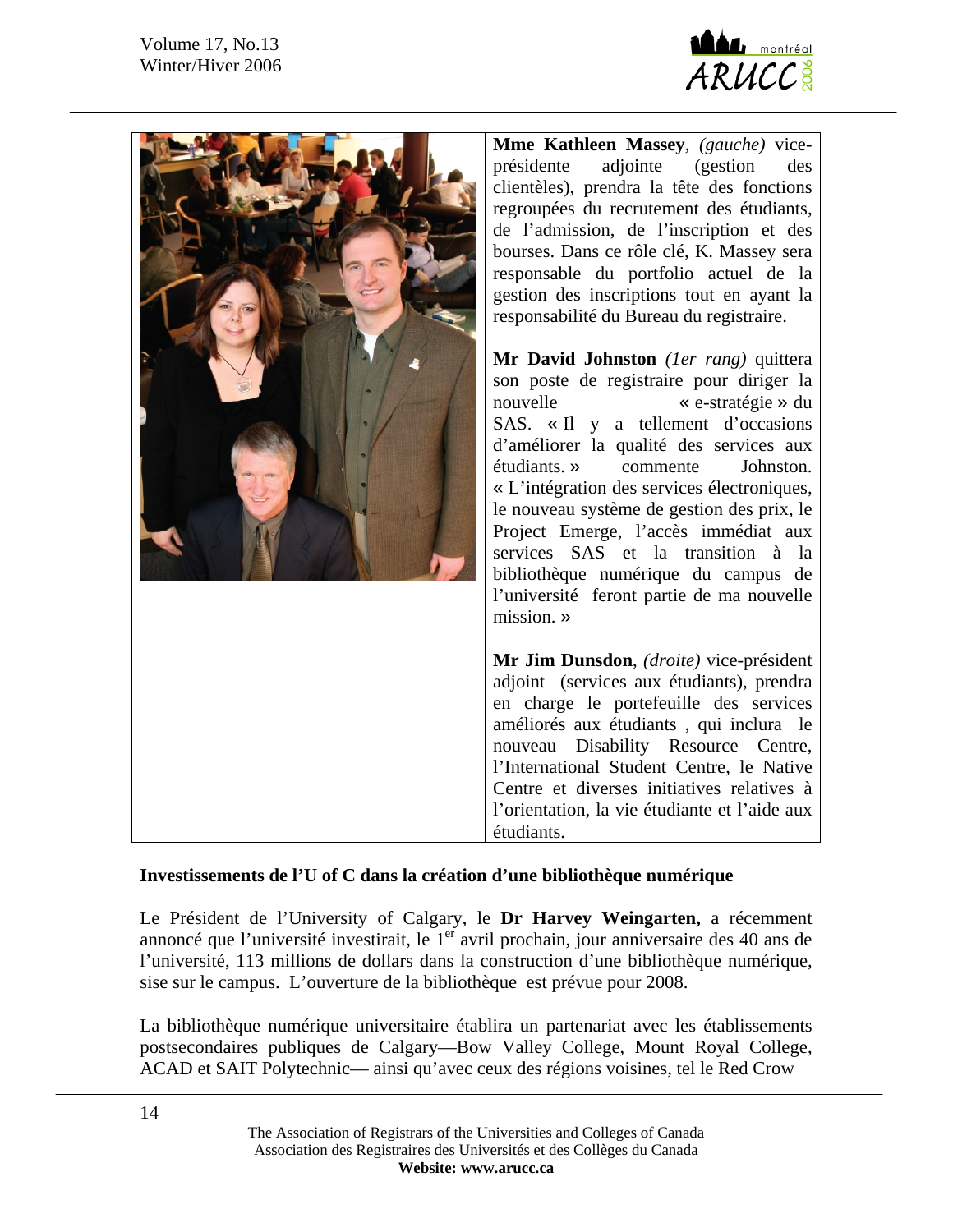**Mme Kathleen Massey**, *(gauche)* vice-présidente adjointe (gestion des clientèles), prendra la tête des fonctions regroupées du recrutement des étudiants, de l'admission, de l'inscription et des bourses. Dans ce rôle clé, K. Massey sera responsable du portfolio actuel de la gestion des inscriptions tout en ayant la responsabilité du Bureau du registraire.

**Mr David Johnston** *(1er rang)* quittera son poste de registraire pour diriger la nouvelle « e-stratégie » du SAS. « Il y a tellement d'occasions d'améliorer la qualité des services aux étudiants. » commente Johnston. « L'intégration des services électroniques, le nouveau système de gestion des prix, le Project Emerge, l'accès immédiat aux services SAS et la transition à la bibliothèque numérique du campus de l'université feront partie de ma nouvelle mission. »

**Mr Jim Dunsdon**, *(droite)* vice-président adjoint (services aux étudiants), prendra en charge le portefeuille des services améliorés aux étudiants , qui inclura le nouveau Disability Resource Centre, l'International Student Centre, le Native Centre et diverses initiatives relatives à l'orientation, la vie étudiante et l'aide aux étudiants.

**Investissements de l'U of C dans la création d'une bibliothèque numérique**

Le Président de l'University of Calgary, le **Dr Harvey Weingarten,** a récemment annoncé que l'université investirait, le 1er avril prochain, jour anniversaire des 40 ans de l'université, 113 millions de dollars dans la construction d'une bibliothèque numérique, sise sur le campus. L'ouverture de la bibliothèque est prévue pour 2008.

La bibliothèque numérique universitaire établira un partenariat avec les établissements postsecondaires publiques de Calgary—Bow Valley College, Mount Royal College, ACAD et SAIT Polytechnic— ainsi qu'avec ceux des régions voisines, tel le Red Crow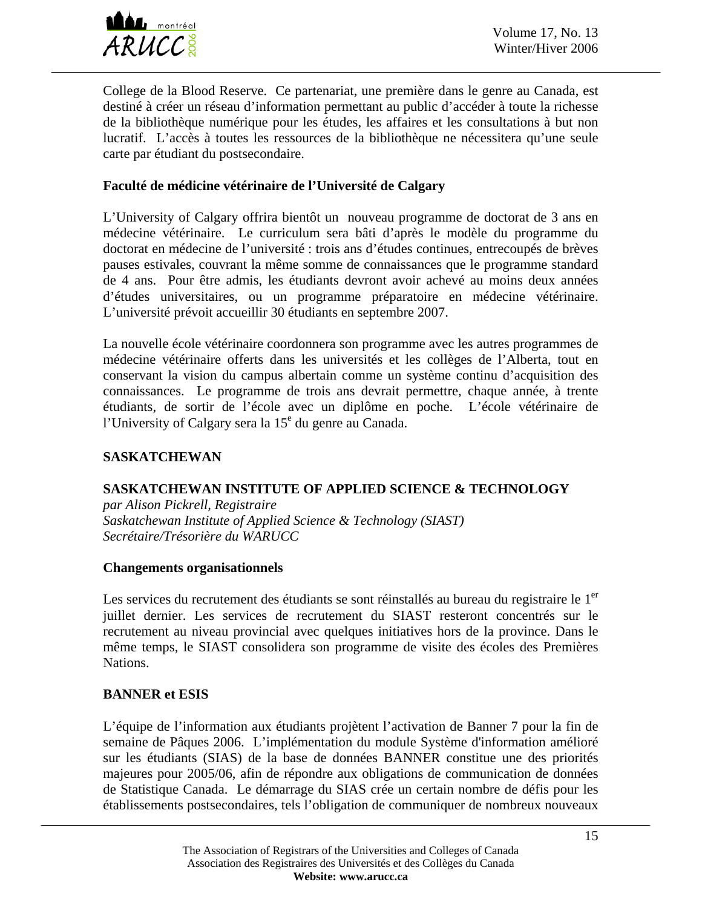College de la Blood Reserve. Ce partenariat, une première dans le genre au Canada, est destiné à créer un réseau d'information permettant au public d'accéder à toute la richesse de la bibliothèque numérique pour les études, les affaires et les consultations à but non lucratif. L'accès à toutes les ressources de la bibliothèque ne nécessitera qu'une seule carte par étudiant du postsecondaire.

**Faculté de médicine vétérinaire de l'Université de Calgary**

L'University of Calgary offrira bientôt un nouveau programme de doctorat de 3 ans en médecine vétérinaire. Le curriculum sera bâti d'après le modèle du programme du doctorat en médecine de l'université : trois ans d'études continues, entrecoupés de brèves pauses estivales, couvrant la même somme de connaissances que le programme standard de 4 ans. Pour être admis, les étudiants devront avoir achevé au moins deux années d'études universitaires, ou un programme préparatoire en médecine vétérinaire. L'université prévoit accueillir 30 étudiants en septembre 2007.

La nouvelle école vétérinaire coordonnera son programme avec les autres programmes de médecine vétérinaire offerts dans les universités et les collèges de l'Alberta, tout en conservant la vision du campus albertain comme un système continu d'acquisition des connaissances. Le programme de trois ans devrait permettre, chaque année, à trente étudiants, de sortir de l'école avec un diplôme en poche. L'école vétérinaire de l'University of Calgary sera la 15e du genre au Canada.

## SASKATCHEWAN

### SASKATCHEWAN INSTITUTE OF APPLIED SCIENCE & TECHNOLOGY

*par Alison Pickrell, Registraire*
*Saskatchewan Institute of Applied Science & Technology (SIAST)*
*Secrétaire/Trésorière du WARUCC*

**Changements organisationnels**

Les services du recrutement des étudiants se sont réinstallés au bureau du registraire le 1er juillet dernier. Les services de recrutement du SIAST resteront concentrés sur le recrutement au niveau provincial avec quelques initiatives hors de la province. Dans le même temps, le SIAST consolidera son programme de visite des écoles des Premières Nations.

**BANNER et ESIS**

L'équipe de l'information aux étudiants projètent l'activation de Banner 7 pour la fin de semaine de Pâques 2006. L'implémentation du module Système d'information amélioré sur les étudiants (SIAS) de la base de données BANNER constitue une des priorités majeures pour 2005/06, afin de répondre aux obligations de communication de données de Statistique Canada. Le démarrage du SIAS crée un certain nombre de défis pour les établissements postsecondaires, tels l'obligation de communiquer de nombreux nouveaux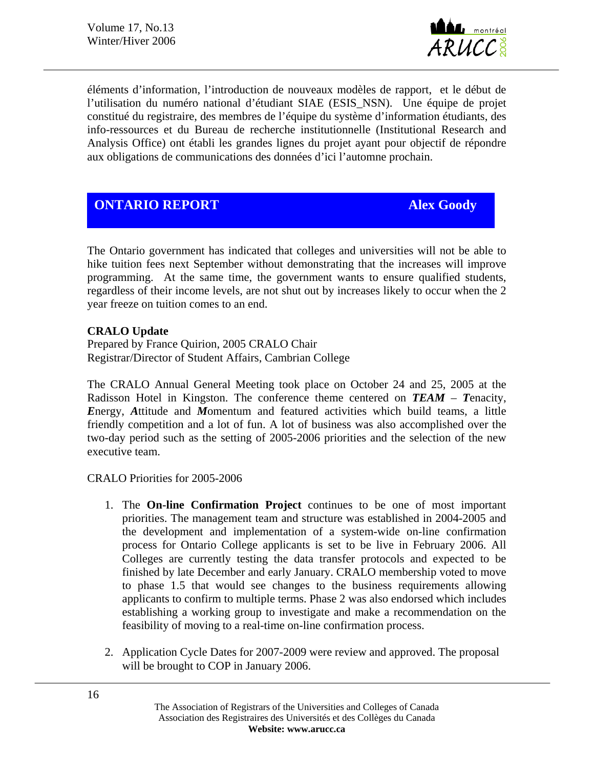éléments d'information, l'introduction de nouveaux modèles de rapport, et le début de l'utilisation du numéro national d'étudiant SIAE (ESIS_NSN). Une équipe de projet constitué du registraire, des membres de l'équipe du système d'information étudiants, des info-ressources et du Bureau de recherche institutionnelle (Institutional Research and Analysis Office) ont établi les grandes lignes du projet ayant pour objectif de répondre aux obligations de communications des données d'ici l'automne prochain.

## ONTARIO REPORT — Alex Goody

The Ontario government has indicated that colleges and universities will not be able to hike tuition fees next September without demonstrating that the increases will improve programming. At the same time, the government wants to ensure qualified students, regardless of their income levels, are not shut out by increases likely to occur when the 2 year freeze on tuition comes to an end.

**CRALO Update**

Prepared by France Quirion, 2005 CRALO Chair
Registrar/Director of Student Affairs, Cambrian College

The CRALO Annual General Meeting took place on October 24 and 25, 2005 at the Radisson Hotel in Kingston. The conference theme centered on ***TEAM*** – ***T***enacity, ***E***nergy, ***A***ttitude and ***M***omentum and featured activities which build teams, a little friendly competition and a lot of fun. A lot of business was also accomplished over the two-day period such as the setting of 2005-2006 priorities and the selection of the new executive team.

CRALO Priorities for 2005-2006

1. The **On-line Confirmation Project** continues to be one of most important priorities. The management team and structure was established in 2004-2005 and the development and implementation of a system-wide on-line confirmation process for Ontario College applicants is set to be live in February 2006. All Colleges are currently testing the data transfer protocols and expected to be finished by late December and early January. CRALO membership voted to move to phase 1.5 that would see changes to the business requirements allowing applicants to confirm to multiple terms. Phase 2 was also endorsed which includes establishing a working group to investigate and make a recommendation on the feasibility of moving to a real-time on-line confirmation process.

2. Application Cycle Dates for 2007-2009 were review and approved. The proposal will be brought to COP in January 2006.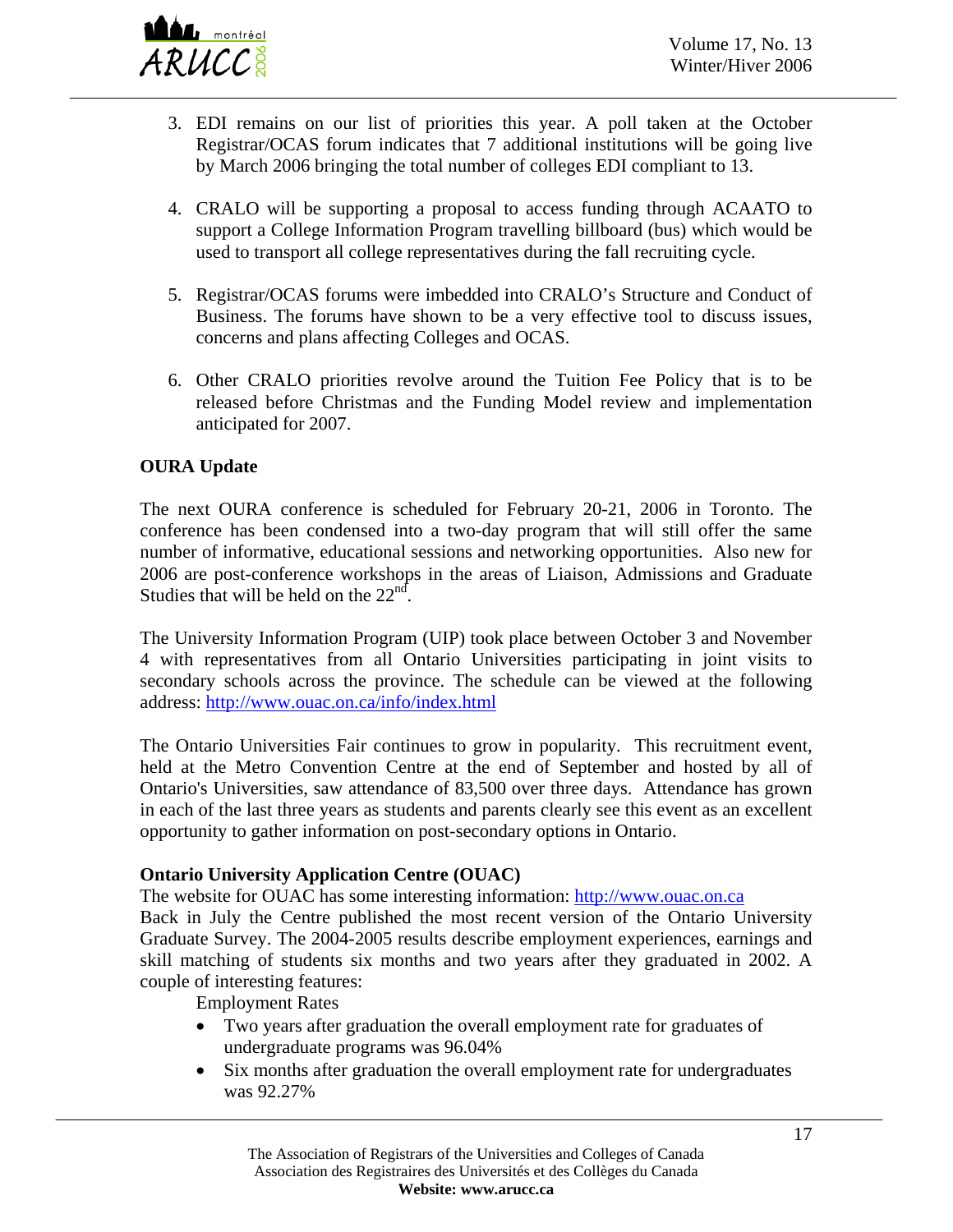3. EDI remains on our list of priorities this year. A poll taken at the October Registrar/OCAS forum indicates that 7 additional institutions will be going live by March 2006 bringing the total number of colleges EDI compliant to 13.

4. CRALO will be supporting a proposal to access funding through ACAATO to support a College Information Program travelling billboard (bus) which would be used to transport all college representatives during the fall recruiting cycle.

5. Registrar/OCAS forums were imbedded into CRALO's Structure and Conduct of Business. The forums have shown to be a very effective tool to discuss issues, concerns and plans affecting Colleges and OCAS.

6. Other CRALO priorities revolve around the Tuition Fee Policy that is to be released before Christmas and the Funding Model review and implementation anticipated for 2007.

**OURA Update**

The next OURA conference is scheduled for February 20-21, 2006 in Toronto. The conference has been condensed into a two-day program that will still offer the same number of informative, educational sessions and networking opportunities. Also new for 2006 are post-conference workshops in the areas of Liaison, Admissions and Graduate Studies that will be held on the 22nd.

The University Information Program (UIP) took place between October 3 and November 4 with representatives from all Ontario Universities participating in joint visits to secondary schools across the province. The schedule can be viewed at the following address: http://www.ouac.on.ca/info/index.html

The Ontario Universities Fair continues to grow in popularity. This recruitment event, held at the Metro Convention Centre at the end of September and hosted by all of Ontario's Universities, saw attendance of 83,500 over three days. Attendance has grown in each of the last three years as students and parents clearly see this event as an excellent opportunity to gather information on post-secondary options in Ontario.

**Ontario University Application Centre (OUAC)**

The website for OUAC has some interesting information: http://www.ouac.on.ca
Back in July the Centre published the most recent version of the Ontario University Graduate Survey. The 2004-2005 results describe employment experiences, earnings and skill matching of students six months and two years after they graduated in 2002. A couple of interesting features:

Employment Rates

- Two years after graduation the overall employment rate for graduates of undergraduate programs was 96.04%
- Six months after graduation the overall employment rate for undergraduates was 92.27%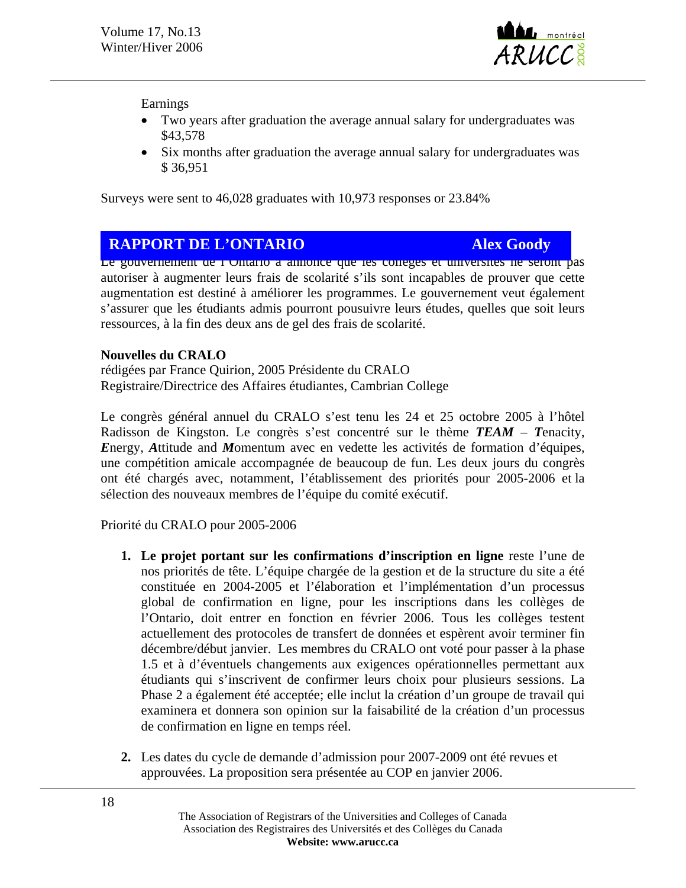Earnings

- Two years after graduation the average annual salary for undergraduates was $43,578
- Six months after graduation the average annual salary for undergraduates was $ 36,951

Surveys were sent to 46,028 graduates with 10,973 responses or 23.84%

## RAPPORT DE L'ONTARIO — Alex Goody

Le gouvernement de l'Ontario a annoncé que les collèges et universités ne seront pas autoriser à augmenter leurs frais de scolarité s'ils sont incapables de prouver que cette augmentation est destiné à améliorer les programmes. Le gouvernement veut également s'assurer que les étudiants admis pourront pousuivre leurs études, quelles que soit leurs ressources, à la fin des deux ans de gel des frais de scolarité.

**Nouvelles du CRALO**

rédigées par France Quirion, 2005 Présidente du CRALO
Registraire/Directrice des Affaires étudiantes, Cambrian College

Le congrès général annuel du CRALO s'est tenu les 24 et 25 octobre 2005 à l'hôtel Radisson de Kingston. Le congrès s'est concentré sur le thème ***TEAM*** – ***T***enacity, ***E***nergy, ***A***ttitude and ***M***omentum avec en vedette les activités de formation d'équipes, une compétition amicale accompagnée de beaucoup de fun. Les deux jours du congrès ont été chargés avec, notamment, l'établissement des priorités pour 2005-2006 et la sélection des nouveaux membres de l'équipe du comité exécutif.

Priorité du CRALO pour 2005-2006

1. **Le projet portant sur les confirmations d'inscription en ligne** reste l'une de nos priorités de tête. L'équipe chargée de la gestion et de la structure du site a été constituée en 2004-2005 et l'élaboration et l'implémentation d'un processus global de confirmation en ligne, pour les inscriptions dans les collèges de l'Ontario, doit entrer en fonction en février 2006. Tous les collèges testent actuellement des protocoles de transfert de données et espèrent avoir terminer fin décembre/début janvier. Les membres du CRALO ont voté pour passer à la phase 1.5 et à d'éventuels changements aux exigences opérationnelles permettant aux étudiants qui s'inscrivent de confirmer leurs choix pour plusieurs sessions. La Phase 2 a également été acceptée; elle inclut la création d'un groupe de travail qui examinera et donnera son opinion sur la faisabilité de la création d'un processus de confirmation en ligne en temps réel.

2. Les dates du cycle de demande d'admission pour 2007-2009 ont été revues et approuvées. La proposition sera présentée au COP en janvier 2006.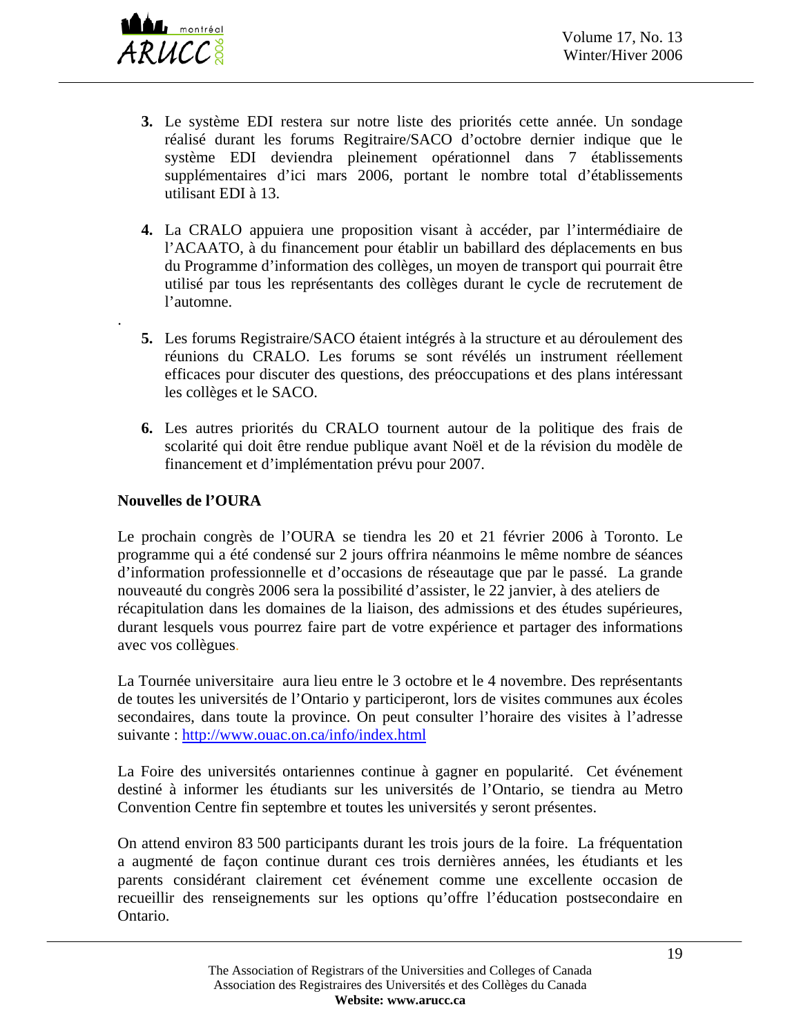3. Le système EDI restera sur notre liste des priorités cette année. Un sondage réalisé durant les forums Regitraire/SACO d'octobre dernier indique que le système EDI deviendra pleinement opérationnel dans 7 établissements supplémentaires d'ici mars 2006, portant le nombre total d'établissements utilisant EDI à 13.

4. La CRALO appuiera une proposition visant à accéder, par l'intermédiaire de l'ACAATO, à du financement pour établir un babillard des déplacements en bus du Programme d'information des collèges, un moyen de transport qui pourrait être utilisé par tous les représentants des collèges durant le cycle de recrutement de l'automne.

5. Les forums Registraire/SACO étaient intégrés à la structure et au déroulement des réunions du CRALO. Les forums se sont révélés un instrument réellement efficaces pour discuter des questions, des préoccupations et des plans intéressant les collèges et le SACO.

6. Les autres priorités du CRALO tournent autour de la politique des frais de scolarité qui doit être rendue publique avant Noël et de la révision du modèle de financement et d'implémentation prévu pour 2007.

**Nouvelles de l'OURA**

Le prochain congrès de l'OURA se tiendra les 20 et 21 février 2006 à Toronto. Le programme qui a été condensé sur 2 jours offrira néanmoins le même nombre de séances d'information professionnelle et d'occasions de réseautage que par le passé. La grande nouveauté du congrès 2006 sera la possibilité d'assister, le 22 janvier, à des ateliers de récapitulation dans les domaines de la liaison, des admissions et des études supérieures, durant lesquels vous pourrez faire part de votre expérience et partager des informations avec vos collègues.

La Tournée universitaire aura lieu entre le 3 octobre et le 4 novembre. Des représentants de toutes les universités de l'Ontario y participeront, lors de visites communes aux écoles secondaires, dans toute la province. On peut consulter l'horaire des visites à l'adresse suivante : http://www.ouac.on.ca/info/index.html

La Foire des universités ontariennes continue à gagner en popularité. Cet événement destiné à informer les étudiants sur les universités de l'Ontario, se tiendra au Metro Convention Centre fin septembre et toutes les universités y seront présentes.

On attend environ 83 500 participants durant les trois jours de la foire. La fréquentation a augmenté de façon continue durant ces trois dernières années, les étudiants et les parents considérant clairement cet événement comme une excellente occasion de recueillir des renseignements sur les options qu'offre l'éducation postsecondaire en Ontario.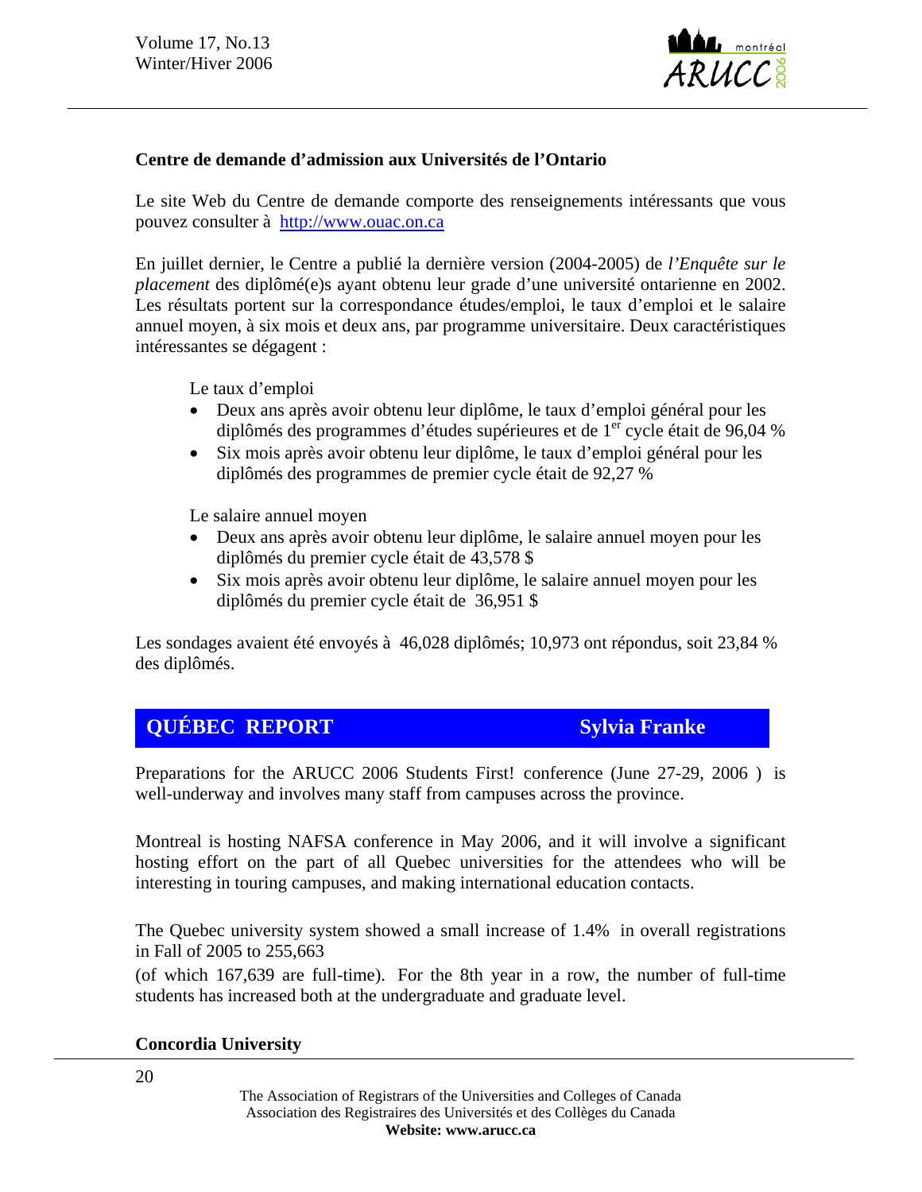**Centre de demande d'admission aux Universités de l'Ontario**

Le site Web du Centre de demande comporte des renseignements intéressants que vous pouvez consulter à http://www.ouac.on.ca

En juillet dernier, le Centre a publié la dernière version (2004-2005) de *l'Enquête sur le placement* des diplômé(e)s ayant obtenu leur grade d'une université ontarienne en 2002. Les résultats portent sur la correspondance études/emploi, le taux d'emploi et le salaire annuel moyen, à six mois et deux ans, par programme universitaire. Deux caractéristiques intéressantes se dégagent :

Le taux d'emploi

- Deux ans après avoir obtenu leur diplôme, le taux d'emploi général pour les diplômés des programmes d'études supérieures et de 1er cycle était de 96,04 %
- Six mois après avoir obtenu leur diplôme, le taux d'emploi général pour les diplômés des programmes de premier cycle était de 92,27 %

Le salaire annuel moyen

- Deux ans après avoir obtenu leur diplôme, le salaire annuel moyen pour les diplômés du premier cycle était de 43,578 $
- Six mois après avoir obtenu leur diplôme, le salaire annuel moyen pour les diplômés du premier cycle était de 36,951 $

Les sondages avaient été envoyés à 46,028 diplômés; 10,973 ont répondus, soit 23,84 % des diplômés.

## QUÉBEC REPORT — Sylvia Franke

Preparations for the ARUCC 2006 Students First! conference (June 27-29, 2006 ) is well-underway and involves many staff from campuses across the province.

Montreal is hosting NAFSA conference in May 2006, and it will involve a significant hosting effort on the part of all Quebec universities for the attendees who will be interesting in touring campuses, and making international education contacts.

The Quebec university system showed a small increase of 1.4% in overall registrations in Fall of 2005 to 255,663 (of which 167,639 are full-time). For the 8th year in a row, the number of full-time students has increased both at the undergraduate and graduate level.

**Concordia University**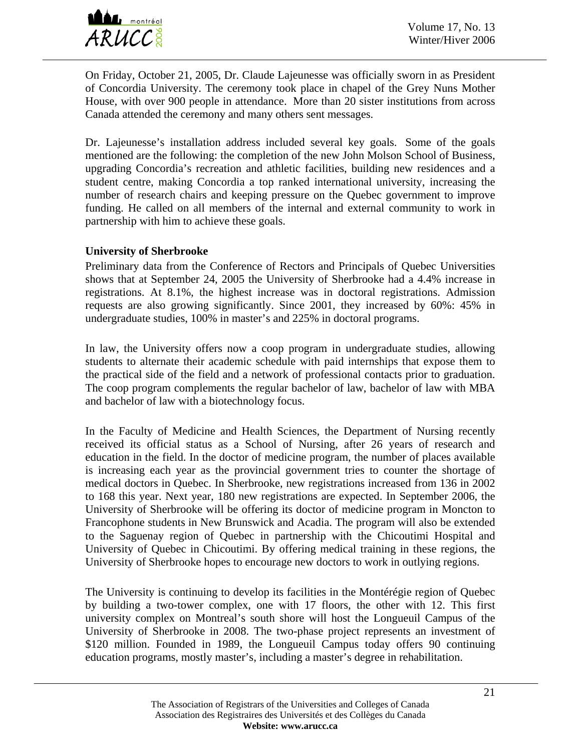On Friday, October 21, 2005, Dr. Claude Lajeunesse was officially sworn in as President of Concordia University. The ceremony took place in chapel of the Grey Nuns Mother House, with over 900 people in attendance. More than 20 sister institutions from across Canada attended the ceremony and many others sent messages.

Dr. Lajeunesse's installation address included several key goals. Some of the goals mentioned are the following: the completion of the new John Molson School of Business, upgrading Concordia's recreation and athletic facilities, building new residences and a student centre, making Concordia a top ranked international university, increasing the number of research chairs and keeping pressure on the Quebec government to improve funding. He called on all members of the internal and external community to work in partnership with him to achieve these goals.

**University of Sherbrooke**

Preliminary data from the Conference of Rectors and Principals of Quebec Universities shows that at September 24, 2005 the University of Sherbrooke had a 4.4% increase in registrations. At 8.1%, the highest increase was in doctoral registrations. Admission requests are also growing significantly. Since 2001, they increased by 60%: 45% in undergraduate studies, 100% in master's and 225% in doctoral programs.

In law, the University offers now a coop program in undergraduate studies, allowing students to alternate their academic schedule with paid internships that expose them to the practical side of the field and a network of professional contacts prior to graduation. The coop program complements the regular bachelor of law, bachelor of law with MBA and bachelor of law with a biotechnology focus.

In the Faculty of Medicine and Health Sciences, the Department of Nursing recently received its official status as a School of Nursing, after 26 years of research and education in the field. In the doctor of medicine program, the number of places available is increasing each year as the provincial government tries to counter the shortage of medical doctors in Quebec. In Sherbrooke, new registrations increased from 136 in 2002 to 168 this year. Next year, 180 new registrations are expected. In September 2006, the University of Sherbrooke will be offering its doctor of medicine program in Moncton to Francophone students in New Brunswick and Acadia. The program will also be extended to the Saguenay region of Quebec in partnership with the Chicoutimi Hospital and University of Quebec in Chicoutimi. By offering medical training in these regions, the University of Sherbrooke hopes to encourage new doctors to work in outlying regions.

The University is continuing to develop its facilities in the Montérégie region of Quebec by building a two-tower complex, one with 17 floors, the other with 12. This first university complex on Montreal's south shore will host the Longueuil Campus of the University of Sherbrooke in 2008. The two-phase project represents an investment of $120 million. Founded in 1989, the Longueuil Campus today offers 90 continuing education programs, mostly master's, including a master's degree in rehabilitation.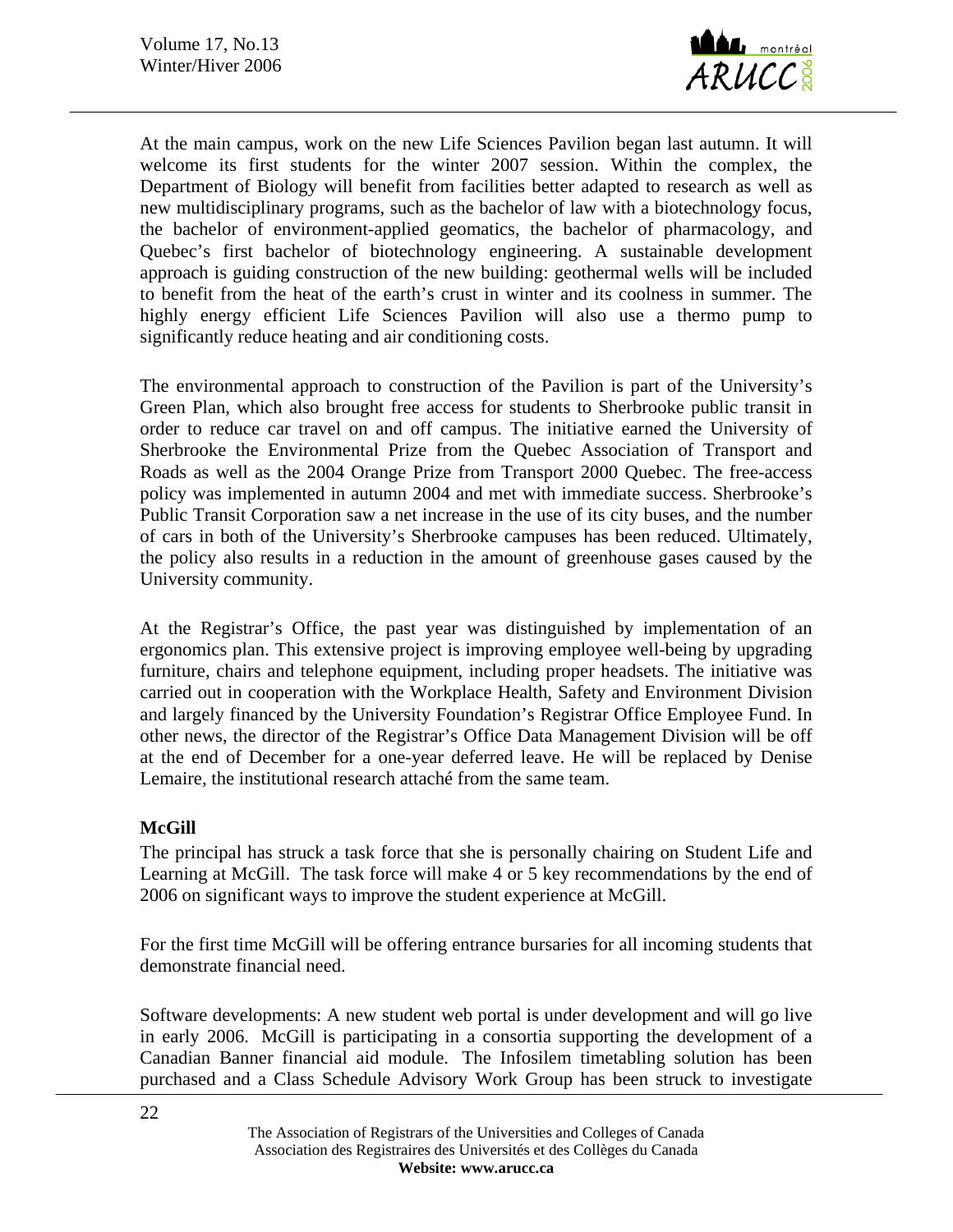At the main campus, work on the new Life Sciences Pavilion began last autumn. It will welcome its first students for the winter 2007 session. Within the complex, the Department of Biology will benefit from facilities better adapted to research as well as new multidisciplinary programs, such as the bachelor of law with a biotechnology focus, the bachelor of environment-applied geomatics, the bachelor of pharmacology, and Quebec's first bachelor of biotechnology engineering. A sustainable development approach is guiding construction of the new building: geothermal wells will be included to benefit from the heat of the earth's crust in winter and its coolness in summer. The highly energy efficient Life Sciences Pavilion will also use a thermo pump to significantly reduce heating and air conditioning costs.

The environmental approach to construction of the Pavilion is part of the University's Green Plan, which also brought free access for students to Sherbrooke public transit in order to reduce car travel on and off campus. The initiative earned the University of Sherbrooke the Environmental Prize from the Quebec Association of Transport and Roads as well as the 2004 Orange Prize from Transport 2000 Quebec. The free-access policy was implemented in autumn 2004 and met with immediate success. Sherbrooke's Public Transit Corporation saw a net increase in the use of its city buses, and the number of cars in both of the University's Sherbrooke campuses has been reduced. Ultimately, the policy also results in a reduction in the amount of greenhouse gases caused by the University community.

At the Registrar's Office, the past year was distinguished by implementation of an ergonomics plan. This extensive project is improving employee well-being by upgrading furniture, chairs and telephone equipment, including proper headsets. The initiative was carried out in cooperation with the Workplace Health, Safety and Environment Division and largely financed by the University Foundation's Registrar Office Employee Fund. In other news, the director of the Registrar's Office Data Management Division will be off at the end of December for a one-year deferred leave. He will be replaced by Denise Lemaire, the institutional research attaché from the same team.

**McGill**

The principal has struck a task force that she is personally chairing on Student Life and Learning at McGill. The task force will make 4 or 5 key recommendations by the end of 2006 on significant ways to improve the student experience at McGill.

For the first time McGill will be offering entrance bursaries for all incoming students that demonstrate financial need.

Software developments: A new student web portal is under development and will go live in early 2006. McGill is participating in a consortia supporting the development of a Canadian Banner financial aid module. The Infosilem timetabling solution has been purchased and a Class Schedule Advisory Work Group has been struck to investigate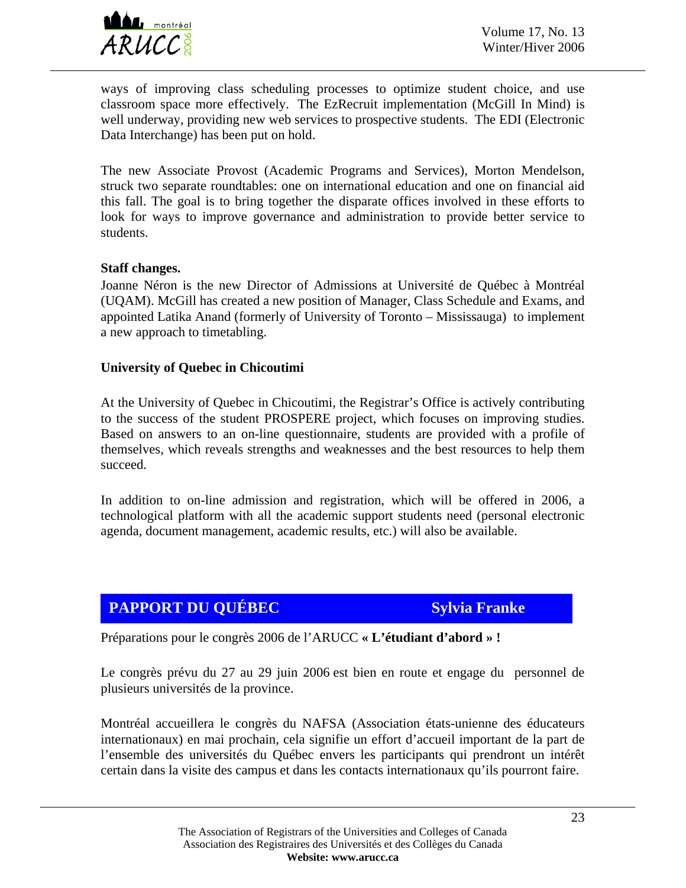ways of improving class scheduling processes to optimize student choice, and use classroom space more effectively. The EzRecruit implementation (McGill In Mind) is well underway, providing new web services to prospective students. The EDI (Electronic Data Interchange) has been put on hold.

The new Associate Provost (Academic Programs and Services), Morton Mendelson, struck two separate roundtables: one on international education and one on financial aid this fall. The goal is to bring together the disparate offices involved in these efforts to look for ways to improve governance and administration to provide better service to students.

**Staff changes.**

Joanne Néron is the new Director of Admissions at Université de Québec à Montréal (UQAM). McGill has created a new position of Manager, Class Schedule and Exams, and appointed Latika Anand (formerly of University of Toronto – Mississauga) to implement a new approach to timetabling.

**University of Quebec in Chicoutimi**

At the University of Quebec in Chicoutimi, the Registrar's Office is actively contributing to the success of the student PROSPERE project, which focuses on improving studies. Based on answers to an on-line questionnaire, students are provided with a profile of themselves, which reveals strengths and weaknesses and the best resources to help them succeed.

In addition to on-line admission and registration, which will be offered in 2006, a technological platform with all the academic support students need (personal electronic agenda, document management, academic results, etc.) will also be available.

## PAPPORT DU QUÉBEC — Sylvia Franke

Préparations pour le congrès 2006 de l'ARUCC **« L'étudiant d'abord » !**

Le congrès prévu du 27 au 29 juin 2006 est bien en route et engage du personnel de plusieurs universités de la province.

Montréal accueillera le congrès du NAFSA (Association états-unienne des éducateurs internationaux) en mai prochain, cela signifie un effort d'accueil important de la part de l'ensemble des universités du Québec envers les participants qui prendront un intérêt certain dans la visite des campus et dans les contacts internationaux qu'ils pourront faire.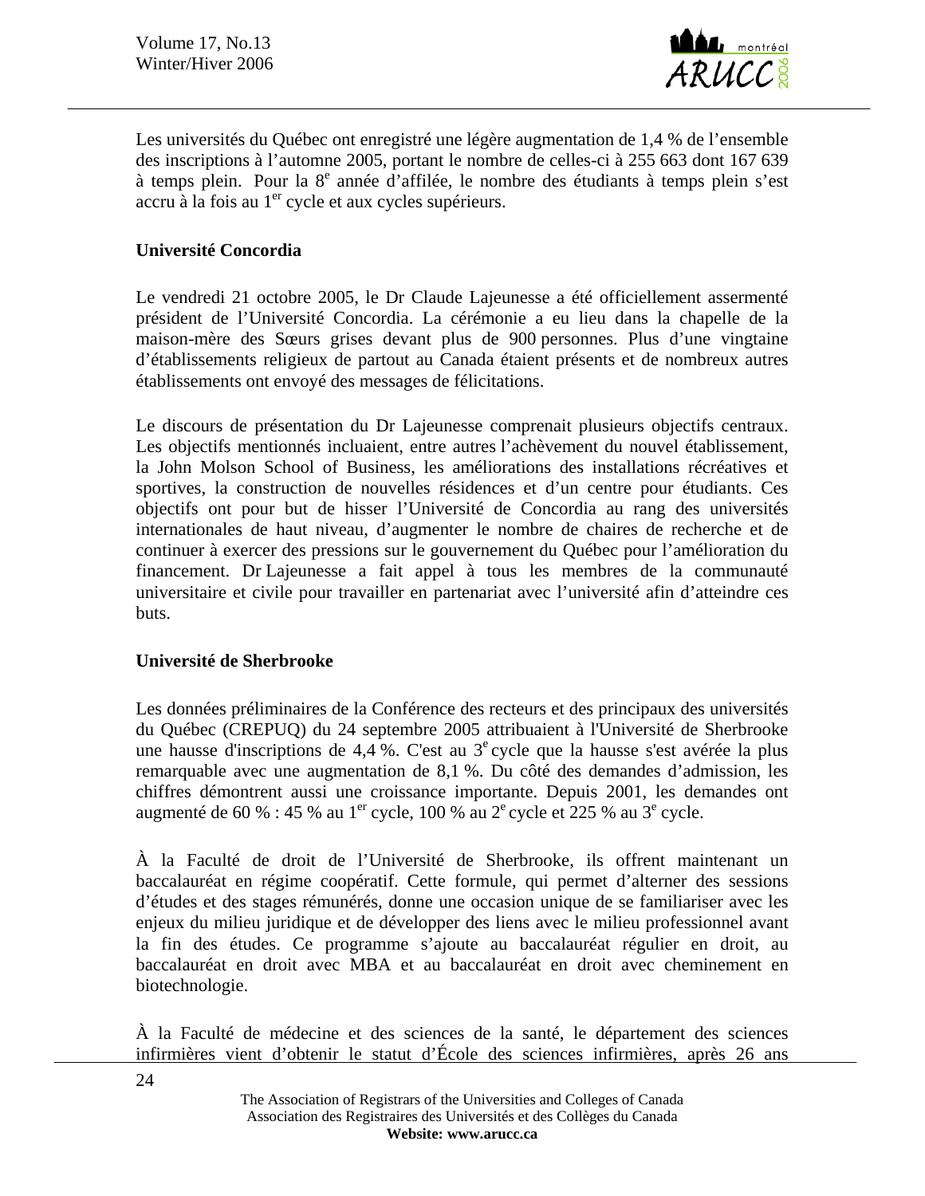Les universités du Québec ont enregistré une légère augmentation de 1,4 % de l'ensemble des inscriptions à l'automne 2005, portant le nombre de celles-ci à 255 663 dont 167 639 à temps plein. Pour la 8e année d'affilée, le nombre des étudiants à temps plein s'est accru à la fois au 1er cycle et aux cycles supérieurs.

**Université Concordia**

Le vendredi 21 octobre 2005, le Dr Claude Lajeunesse a été officiellement assermenté président de l'Université Concordia. La cérémonie a eu lieu dans la chapelle de la maison-mère des Sœurs grises devant plus de 900 personnes. Plus d'une vingtaine d'établissements religieux de partout au Canada étaient présents et de nombreux autres établissements ont envoyé des messages de félicitations.

Le discours de présentation du Dr Lajeunesse comprenait plusieurs objectifs centraux. Les objectifs mentionnés incluaient, entre autres l'achèvement du nouvel établissement, la John Molson School of Business, les améliorations des installations récréatives et sportives, la construction de nouvelles résidences et d'un centre pour étudiants. Ces objectifs ont pour but de hisser l'Université de Concordia au rang des universités internationales de haut niveau, d'augmenter le nombre de chaires de recherche et de continuer à exercer des pressions sur le gouvernement du Québec pour l'amélioration du financement. Dr Lajeunesse a fait appel à tous les membres de la communauté universitaire et civile pour travailler en partenariat avec l'université afin d'atteindre ces buts.

**Université de Sherbrooke**

Les données préliminaires de la Conférence des recteurs et des principaux des universités du Québec (CREPUQ) du 24 septembre 2005 attribuaient à l'Université de Sherbrooke une hausse d'inscriptions de 4,4 %. C'est au 3e cycle que la hausse s'est avérée la plus remarquable avec une augmentation de 8,1 %. Du côté des demandes d'admission, les chiffres démontrent aussi une croissance importante. Depuis 2001, les demandes ont augmenté de 60 % : 45 % au 1er cycle, 100 % au 2e cycle et 225 % au 3e cycle.

À la Faculté de droit de l'Université de Sherbrooke, ils offrent maintenant un baccalauréat en régime coopératif. Cette formule, qui permet d'alterner des sessions d'études et des stages rémunérés, donne une occasion unique de se familiariser avec les enjeux du milieu juridique et de développer des liens avec le milieu professionnel avant la fin des études. Ce programme s'ajoute au baccalauréat régulier en droit, au baccalauréat en droit avec MBA et au baccalauréat en droit avec cheminement en biotechnologie.

À la Faculté de médecine et des sciences de la santé, le département des sciences infirmières vient d'obtenir le statut d'École des sciences infirmières, après 26 ans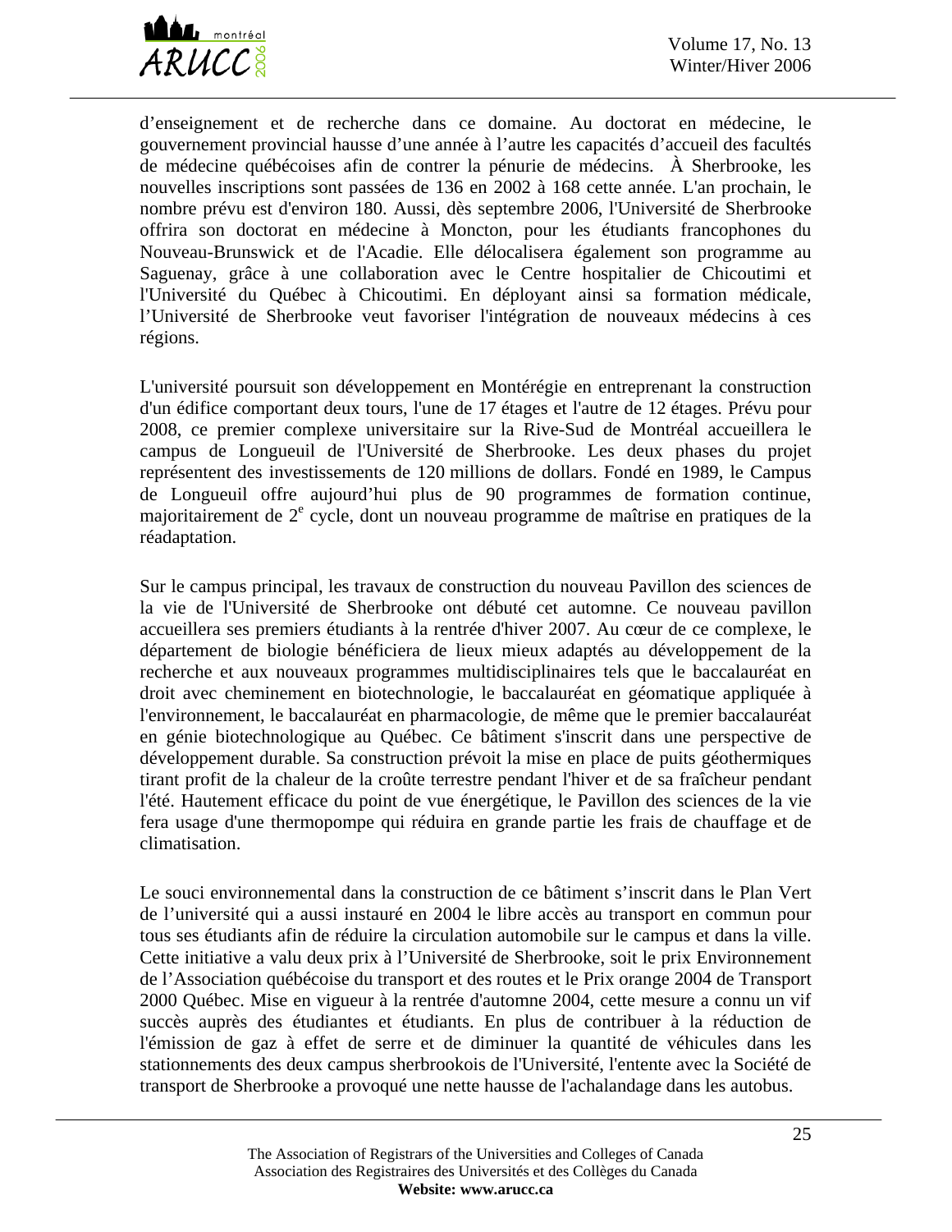d'enseignement et de recherche dans ce domaine. Au doctorat en médecine, le gouvernement provincial hausse d'une année à l'autre les capacités d'accueil des facultés de médecine québécoises afin de contrer la pénurie de médecins. À Sherbrooke, les nouvelles inscriptions sont passées de 136 en 2002 à 168 cette année. L'an prochain, le nombre prévu est d'environ 180. Aussi, dès septembre 2006, l'Université de Sherbrooke offrira son doctorat en médecine à Moncton, pour les étudiants francophones du Nouveau-Brunswick et de l'Acadie. Elle délocalisera également son programme au Saguenay, grâce à une collaboration avec le Centre hospitalier de Chicoutimi et l'Université du Québec à Chicoutimi. En déployant ainsi sa formation médicale, l'Université de Sherbrooke veut favoriser l'intégration de nouveaux médecins à ces régions.

L'université poursuit son développement en Montérégie en entreprenant la construction d'un édifice comportant deux tours, l'une de 17 étages et l'autre de 12 étages. Prévu pour 2008, ce premier complexe universitaire sur la Rive-Sud de Montréal accueillera le campus de Longueuil de l'Université de Sherbrooke. Les deux phases du projet représentent des investissements de 120 millions de dollars. Fondé en 1989, le Campus de Longueuil offre aujourd'hui plus de 90 programmes de formation continue, majoritairement de 2e cycle, dont un nouveau programme de maîtrise en pratiques de la réadaptation.

Sur le campus principal, les travaux de construction du nouveau Pavillon des sciences de la vie de l'Université de Sherbrooke ont débuté cet automne. Ce nouveau pavillon accueillera ses premiers étudiants à la rentrée d'hiver 2007. Au cœur de ce complexe, le département de biologie bénéficiera de lieux mieux adaptés au développement de la recherche et aux nouveaux programmes multidisciplinaires tels que le baccalauréat en droit avec cheminement en biotechnologie, le baccalauréat en géomatique appliquée à l'environnement, le baccalauréat en pharmacologie, de même que le premier baccalauréat en génie biotechnologique au Québec. Ce bâtiment s'inscrit dans une perspective de développement durable. Sa construction prévoit la mise en place de puits géothermiques tirant profit de la chaleur de la croûte terrestre pendant l'hiver et de sa fraîcheur pendant l'été. Hautement efficace du point de vue énergétique, le Pavillon des sciences de la vie fera usage d'une thermopompe qui réduira en grande partie les frais de chauffage et de climatisation.

Le souci environnemental dans la construction de ce bâtiment s'inscrit dans le Plan Vert de l'université qui a aussi instauré en 2004 le libre accès au transport en commun pour tous ses étudiants afin de réduire la circulation automobile sur le campus et dans la ville. Cette initiative a valu deux prix à l'Université de Sherbrooke, soit le prix Environnement de l'Association québécoise du transport et des routes et le Prix orange 2004 de Transport 2000 Québec. Mise en vigueur à la rentrée d'automne 2004, cette mesure a connu un vif succès auprès des étudiantes et étudiants. En plus de contribuer à la réduction de l'émission de gaz à effet de serre et de diminuer la quantité de véhicules dans les stationnements des deux campus sherbrookois de l'Université, l'entente avec la Société de transport de Sherbrooke a provoqué une nette hausse de l'achalandage dans les autobus.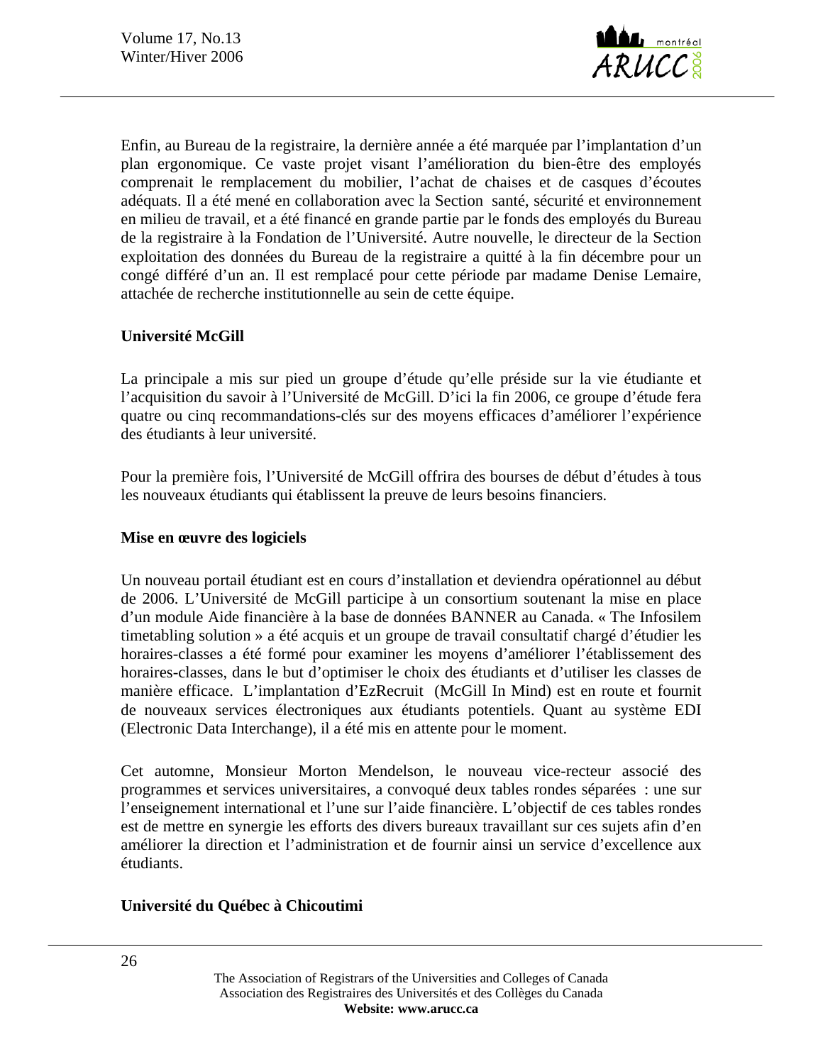Enfin, au Bureau de la registraire, la dernière année a été marquée par l'implantation d'un plan ergonomique. Ce vaste projet visant l'amélioration du bien-être des employés comprenait le remplacement du mobilier, l'achat de chaises et de casques d'écoutes adéquats. Il a été mené en collaboration avec la Section santé, sécurité et environnement en milieu de travail, et a été financé en grande partie par le fonds des employés du Bureau de la registraire à la Fondation de l'Université. Autre nouvelle, le directeur de la Section exploitation des données du Bureau de la registraire a quitté à la fin décembre pour un congé différé d'un an. Il est remplacé pour cette période par madame Denise Lemaire, attachée de recherche institutionnelle au sein de cette équipe.

**Université McGill**

La principale a mis sur pied un groupe d'étude qu'elle préside sur la vie étudiante et l'acquisition du savoir à l'Université de McGill. D'ici la fin 2006, ce groupe d'étude fera quatre ou cinq recommandations-clés sur des moyens efficaces d'améliorer l'expérience des étudiants à leur université.

Pour la première fois, l'Université de McGill offrira des bourses de début d'études à tous les nouveaux étudiants qui établissent la preuve de leurs besoins financiers.

**Mise en œuvre des logiciels**

Un nouveau portail étudiant est en cours d'installation et deviendra opérationnel au début de 2006. L'Université de McGill participe à un consortium soutenant la mise en place d'un module Aide financière à la base de données BANNER au Canada. « The Infosilem timetabling solution » a été acquis et un groupe de travail consultatif chargé d'étudier les horaires-classes a été formé pour examiner les moyens d'améliorer l'établissement des horaires-classes, dans le but d'optimiser le choix des étudiants et d'utiliser les classes de manière efficace. L'implantation d'EzRecruit (McGill In Mind) est en route et fournit de nouveaux services électroniques aux étudiants potentiels. Quant au système EDI (Electronic Data Interchange), il a été mis en attente pour le moment.

Cet automne, Monsieur Morton Mendelson, le nouveau vice-recteur associé des programmes et services universitaires, a convoqué deux tables rondes séparées : une sur l'enseignement international et l'une sur l'aide financière. L'objectif de ces tables rondes est de mettre en synergie les efforts des divers bureaux travaillant sur ces sujets afin d'en améliorer la direction et l'administration et de fournir ainsi un service d'excellence aux étudiants.

**Université du Québec à Chicoutimi**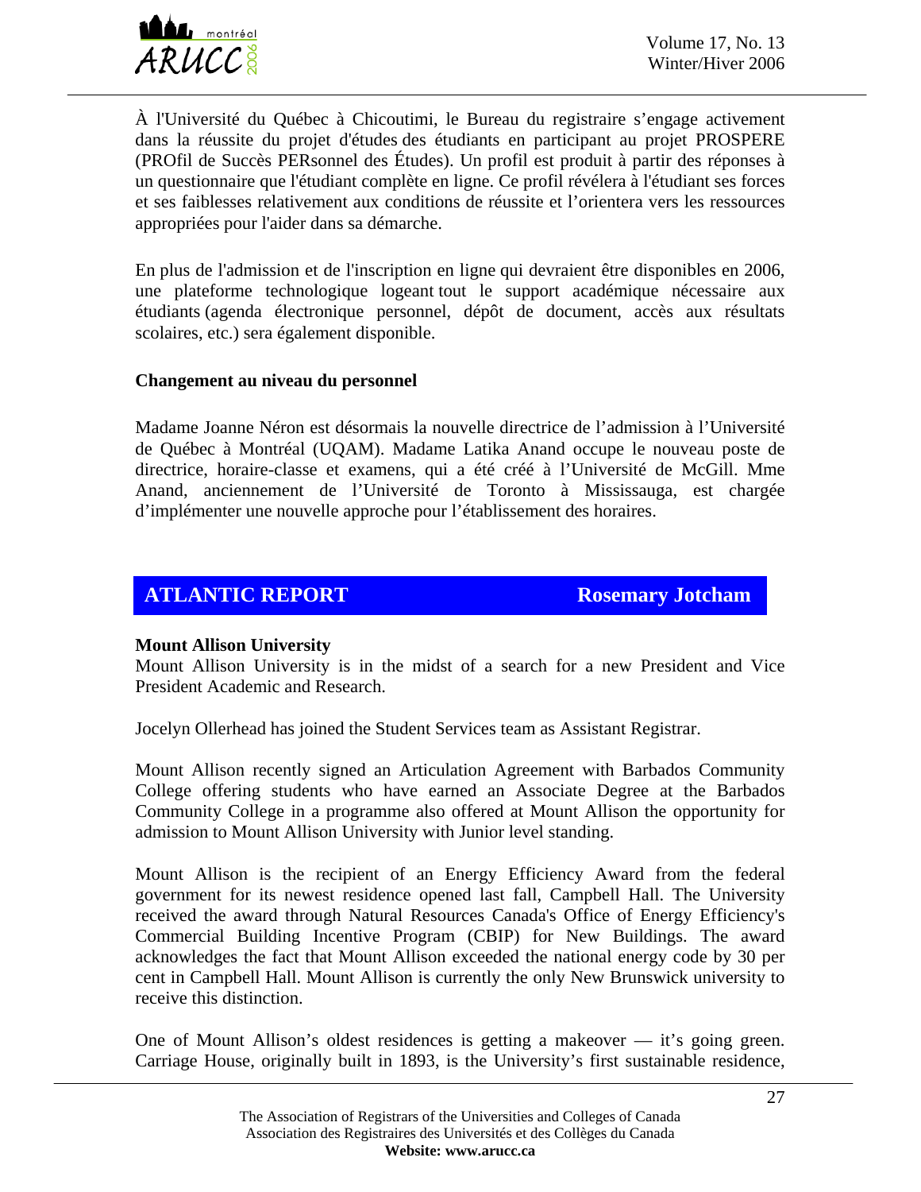À l'Université du Québec à Chicoutimi, le Bureau du registraire s'engage activement dans la réussite du projet d'études des étudiants en participant au projet PROSPERE (PROfil de Succès PERsonnel des Études). Un profil est produit à partir des réponses à un questionnaire que l'étudiant complète en ligne. Ce profil révélera à l'étudiant ses forces et ses faiblesses relativement aux conditions de réussite et l'orientera vers les ressources appropriées pour l'aider dans sa démarche.

En plus de l'admission et de l'inscription en ligne qui devraient être disponibles en 2006, une plateforme technologique logeant tout le support académique nécessaire aux étudiants (agenda électronique personnel, dépôt de document, accès aux résultats scolaires, etc.) sera également disponible.

**Changement au niveau du personnel**

Madame Joanne Néron est désormais la nouvelle directrice de l'admission à l'Université de Québec à Montréal (UQAM). Madame Latika Anand occupe le nouveau poste de directrice, horaire-classe et examens, qui a été créé à l'Université de McGill. Mme Anand, anciennement de l'Université de Toronto à Mississauga, est chargée d'implémenter une nouvelle approche pour l'établissement des horaires.

## ATLANTIC REPORT — Rosemary Jotcham

**Mount Allison University**

Mount Allison University is in the midst of a search for a new President and Vice President Academic and Research.

Jocelyn Ollerhead has joined the Student Services team as Assistant Registrar.

Mount Allison recently signed an Articulation Agreement with Barbados Community College offering students who have earned an Associate Degree at the Barbados Community College in a programme also offered at Mount Allison the opportunity for admission to Mount Allison University with Junior level standing.

Mount Allison is the recipient of an Energy Efficiency Award from the federal government for its newest residence opened last fall, Campbell Hall. The University received the award through Natural Resources Canada's Office of Energy Efficiency's Commercial Building Incentive Program (CBIP) for New Buildings. The award acknowledges the fact that Mount Allison exceeded the national energy code by 30 per cent in Campbell Hall. Mount Allison is currently the only New Brunswick university to receive this distinction.

One of Mount Allison's oldest residences is getting a makeover — it's going green. Carriage House, originally built in 1893, is the University's first sustainable residence,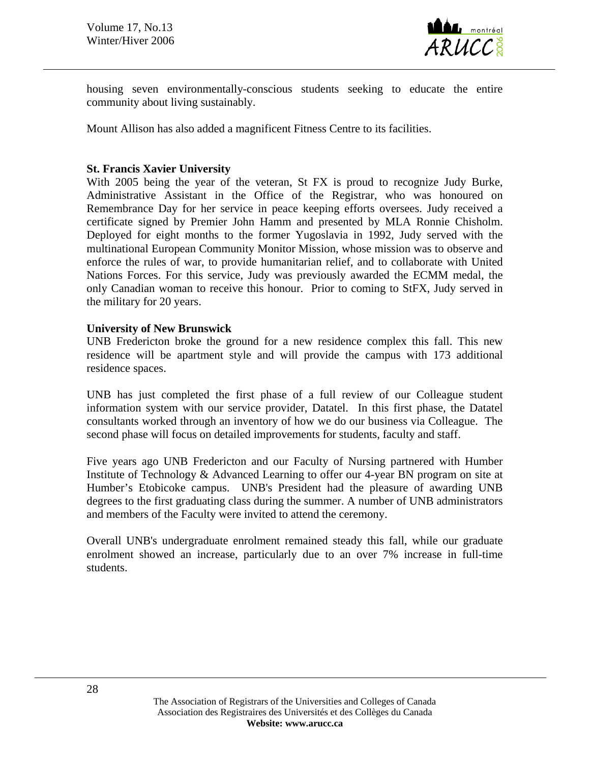housing seven environmentally-conscious students seeking to educate the entire community about living sustainably.

Mount Allison has also added a magnificent Fitness Centre to its facilities.

**St. Francis Xavier University**

With 2005 being the year of the veteran, St FX is proud to recognize Judy Burke, Administrative Assistant in the Office of the Registrar, who was honoured on Remembrance Day for her service in peace keeping efforts oversees. Judy received a certificate signed by Premier John Hamm and presented by MLA Ronnie Chisholm. Deployed for eight months to the former Yugoslavia in 1992, Judy served with the multinational European Community Monitor Mission, whose mission was to observe and enforce the rules of war, to provide humanitarian relief, and to collaborate with United Nations Forces. For this service, Judy was previously awarded the ECMM medal, the only Canadian woman to receive this honour. Prior to coming to StFX, Judy served in the military for 20 years.

**University of New Brunswick**

UNB Fredericton broke the ground for a new residence complex this fall. This new residence will be apartment style and will provide the campus with 173 additional residence spaces.

UNB has just completed the first phase of a full review of our Colleague student information system with our service provider, Datatel. In this first phase, the Datatel consultants worked through an inventory of how we do our business via Colleague. The second phase will focus on detailed improvements for students, faculty and staff.

Five years ago UNB Fredericton and our Faculty of Nursing partnered with Humber Institute of Technology & Advanced Learning to offer our 4-year BN program on site at Humber's Etobicoke campus. UNB's President had the pleasure of awarding UNB degrees to the first graduating class during the summer. A number of UNB administrators and members of the Faculty were invited to attend the ceremony.

Overall UNB's undergraduate enrolment remained steady this fall, while our graduate enrolment showed an increase, particularly due to an over 7% increase in full-time students.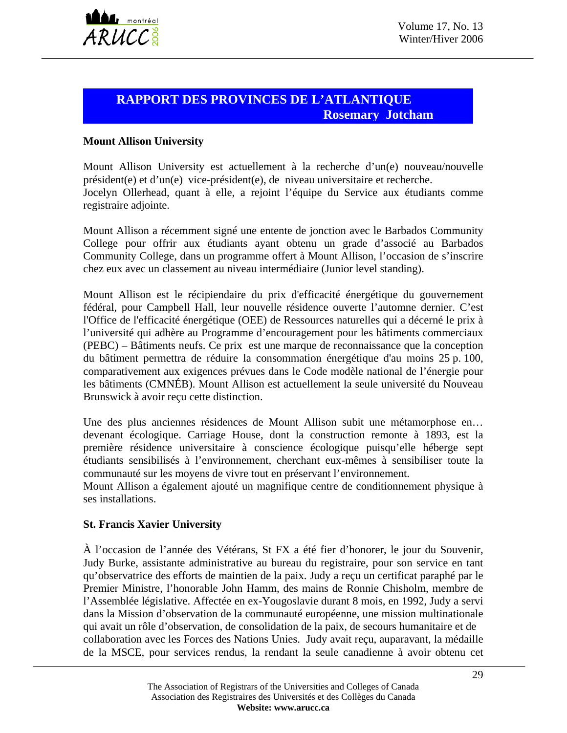## RAPPORT DES PROVINCES DE L'ATLANTIQUE

**Rosemary Jotcham**

### Mount Allison University

Mount Allison University est actuellement à la recherche d'un(e) nouveau/nouvelle président(e) et d'un(e) vice-président(e), de niveau universitaire et recherche.
Jocelyn Ollerhead, quant à elle, a rejoint l'équipe du Service aux étudiants comme registraire adjointe.

Mount Allison a récemment signé une entente de jonction avec le Barbados Community College pour offrir aux étudiants ayant obtenu un grade d'associé au Barbados Community College, dans un programme offert à Mount Allison, l'occasion de s'inscrire chez eux avec un classement au niveau intermédiaire (Junior level standing).

Mount Allison est le récipiendaire du prix d'efficacité énergétique du gouvernement fédéral, pour Campbell Hall, leur nouvelle résidence ouverte l'automne dernier. C'est l'Office de l'efficacité énergétique (OEE) de Ressources naturelles qui a décerné le prix à l'université qui adhère au Programme d'encouragement pour les bâtiments commerciaux (PEBC) – Bâtiments neufs. Ce prix est une marque de reconnaissance que la conception du bâtiment permettra de réduire la consommation énergétique d'au moins 25 p. 100, comparativement aux exigences prévues dans le Code modèle national de l'énergie pour les bâtiments (CMNÉB). Mount Allison est actuellement la seule université du Nouveau Brunswick à avoir reçu cette distinction.

Une des plus anciennes résidences de Mount Allison subit une métamorphose en… devenant écologique. Carriage House, dont la construction remonte à 1893, est la première résidence universitaire à conscience écologique puisqu'elle héberge sept étudiants sensibilisés à l'environnement, cherchant eux-mêmes à sensibiliser toute la communauté sur les moyens de vivre tout en préservant l'environnement.
Mount Allison a également ajouté un magnifique centre de conditionnement physique à ses installations.

### St. Francis Xavier University

À l'occasion de l'année des Vétérans, St FX a été fier d'honorer, le jour du Souvenir, Judy Burke, assistante administrative au bureau du registraire, pour son service en tant qu'observatrice des efforts de maintien de la paix. Judy a reçu un certificat paraphé par le Premier Ministre, l'honorable John Hamm, des mains de Ronnie Chisholm, membre de l'Assemblée législative. Affectée en ex-Yougoslavie durant 8 mois, en 1992, Judy a servi dans la Mission d'observation de la communauté européenne, une mission multinationale qui avait un rôle d'observation, de consolidation de la paix, de secours humanitaire et de collaboration avec les Forces des Nations Unies. Judy avait reçu, auparavant, la médaille de la MSCE, pour services rendus, la rendant la seule canadienne à avoir obtenu cet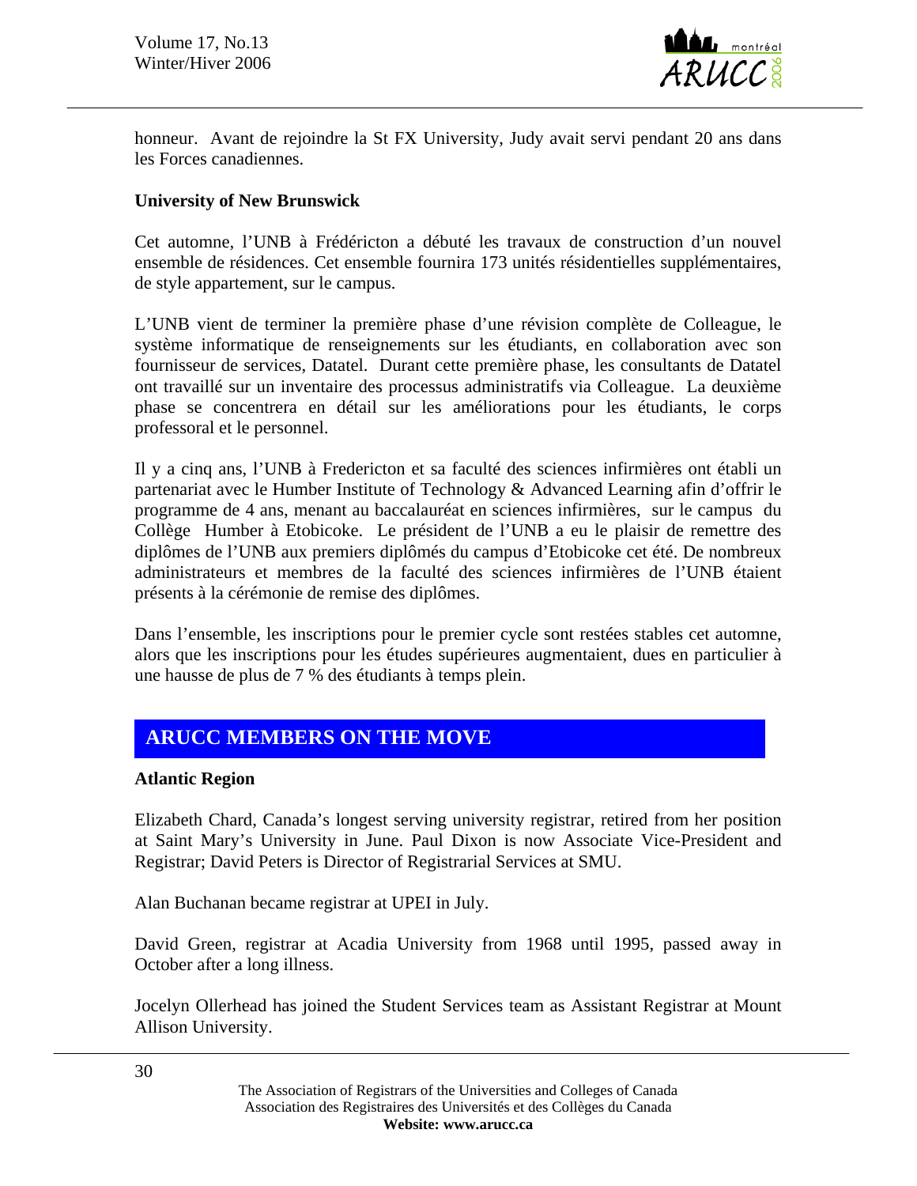honneur. Avant de rejoindre la St FX University, Judy avait servi pendant 20 ans dans les Forces canadiennes.

**University of New Brunswick**

Cet automne, l'UNB à Frédéricton a débuté les travaux de construction d'un nouvel ensemble de résidences. Cet ensemble fournira 173 unités résidentielles supplémentaires, de style appartement, sur le campus.

L'UNB vient de terminer la première phase d'une révision complète de Colleague, le système informatique de renseignements sur les étudiants, en collaboration avec son fournisseur de services, Datatel. Durant cette première phase, les consultants de Datatel ont travaillé sur un inventaire des processus administratifs via Colleague. La deuxième phase se concentrera en détail sur les améliorations pour les étudiants, le corps professoral et le personnel.

Il y a cinq ans, l'UNB à Fredericton et sa faculté des sciences infirmières ont établi un partenariat avec le Humber Institute of Technology & Advanced Learning afin d'offrir le programme de 4 ans, menant au baccalauréat en sciences infirmières, sur le campus du Collège Humber à Etobicoke. Le président de l'UNB a eu le plaisir de remettre des diplômes de l'UNB aux premiers diplômés du campus d'Etobicoke cet été. De nombreux administrateurs et membres de la faculté des sciences infirmières de l'UNB étaient présents à la cérémonie de remise des diplômes.

Dans l'ensemble, les inscriptions pour le premier cycle sont restées stables cet automne, alors que les inscriptions pour les études supérieures augmentaient, dues en particulier à une hausse de plus de 7 % des étudiants à temps plein.

## ARUCC MEMBERS ON THE MOVE

**Atlantic Region**

Elizabeth Chard, Canada's longest serving university registrar, retired from her position at Saint Mary's University in June. Paul Dixon is now Associate Vice-President and Registrar; David Peters is Director of Registrarial Services at SMU.

Alan Buchanan became registrar at UPEI in July.

David Green, registrar at Acadia University from 1968 until 1995, passed away in October after a long illness.

Jocelyn Ollerhead has joined the Student Services team as Assistant Registrar at Mount Allison University.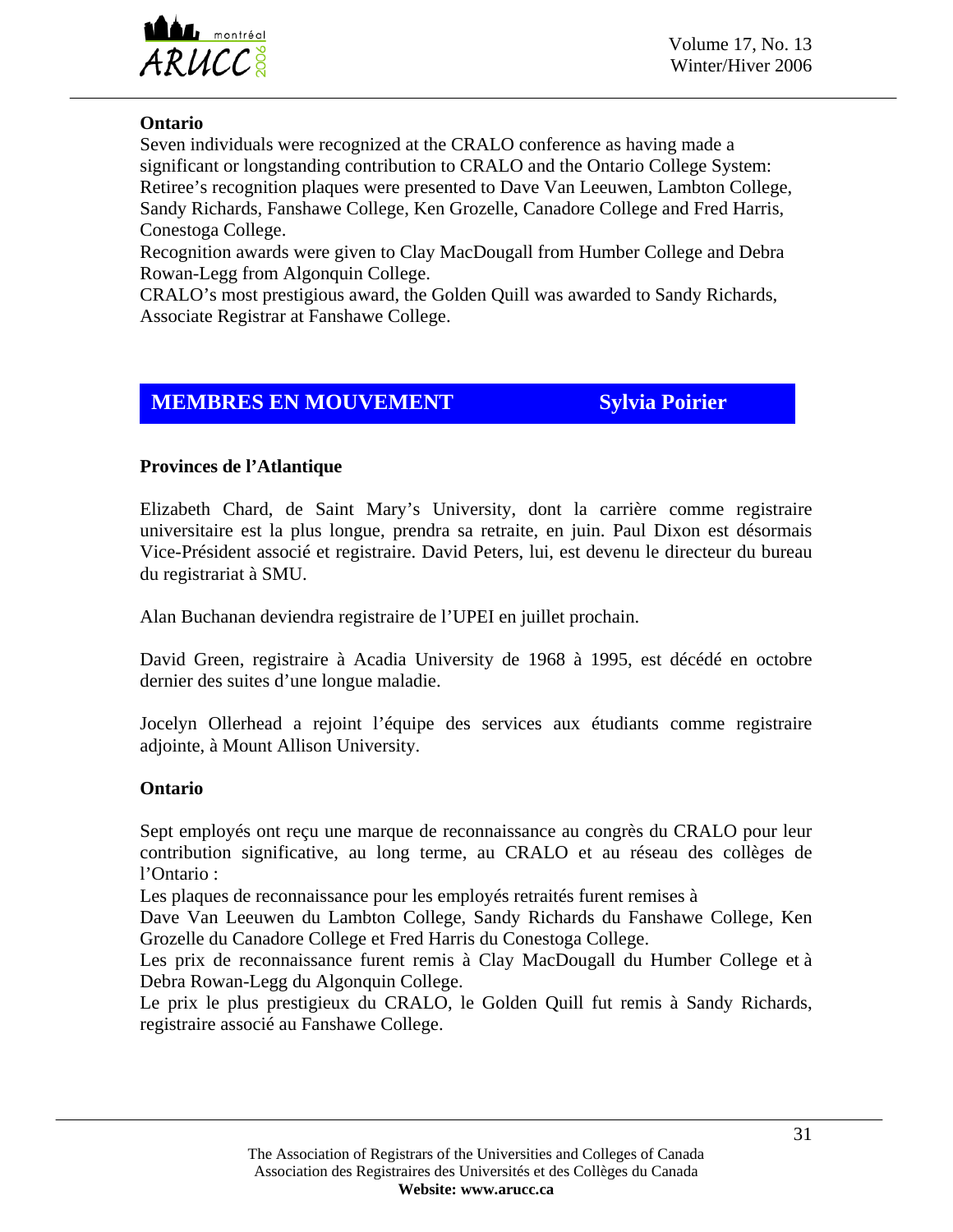**Ontario**

Seven individuals were recognized at the CRALO conference as having made a significant or longstanding contribution to CRALO and the Ontario College System:
Retiree's recognition plaques were presented to Dave Van Leeuwen, Lambton College, Sandy Richards, Fanshawe College, Ken Grozelle, Canadore College and Fred Harris, Conestoga College.
Recognition awards were given to Clay MacDougall from Humber College and Debra Rowan-Legg from Algonquin College.
CRALO's most prestigious award, the Golden Quill was awarded to Sandy Richards, Associate Registrar at Fanshawe College.

## MEMBRES EN MOUVEMENT — Sylvia Poirier

**Provinces de l'Atlantique**

Elizabeth Chard, de Saint Mary's University, dont la carrière comme registraire universitaire est la plus longue, prendra sa retraite, en juin. Paul Dixon est désormais Vice-Président associé et registraire. David Peters, lui, est devenu le directeur du bureau du registrariat à SMU.

Alan Buchanan deviendra registraire de l'UPEI en juillet prochain.

David Green, registraire à Acadia University de 1968 à 1995, est décédé en octobre dernier des suites d'une longue maladie.

Jocelyn Ollerhead a rejoint l'équipe des services aux étudiants comme registraire adjointe, à Mount Allison University.

**Ontario**

Sept employés ont reçu une marque de reconnaissance au congrès du CRALO pour leur contribution significative, au long terme, au CRALO et au réseau des collèges de l'Ontario :
Les plaques de reconnaissance pour les employés retraités furent remises à
Dave Van Leeuwen du Lambton College, Sandy Richards du Fanshawe College, Ken Grozelle du Canadore College et Fred Harris du Conestoga College.
Les prix de reconnaissance furent remis à Clay MacDougall du Humber College et à Debra Rowan-Legg du Algonquin College.
Le prix le plus prestigieux du CRALO, le Golden Quill fut remis à Sandy Richards, registraire associé au Fanshawe College.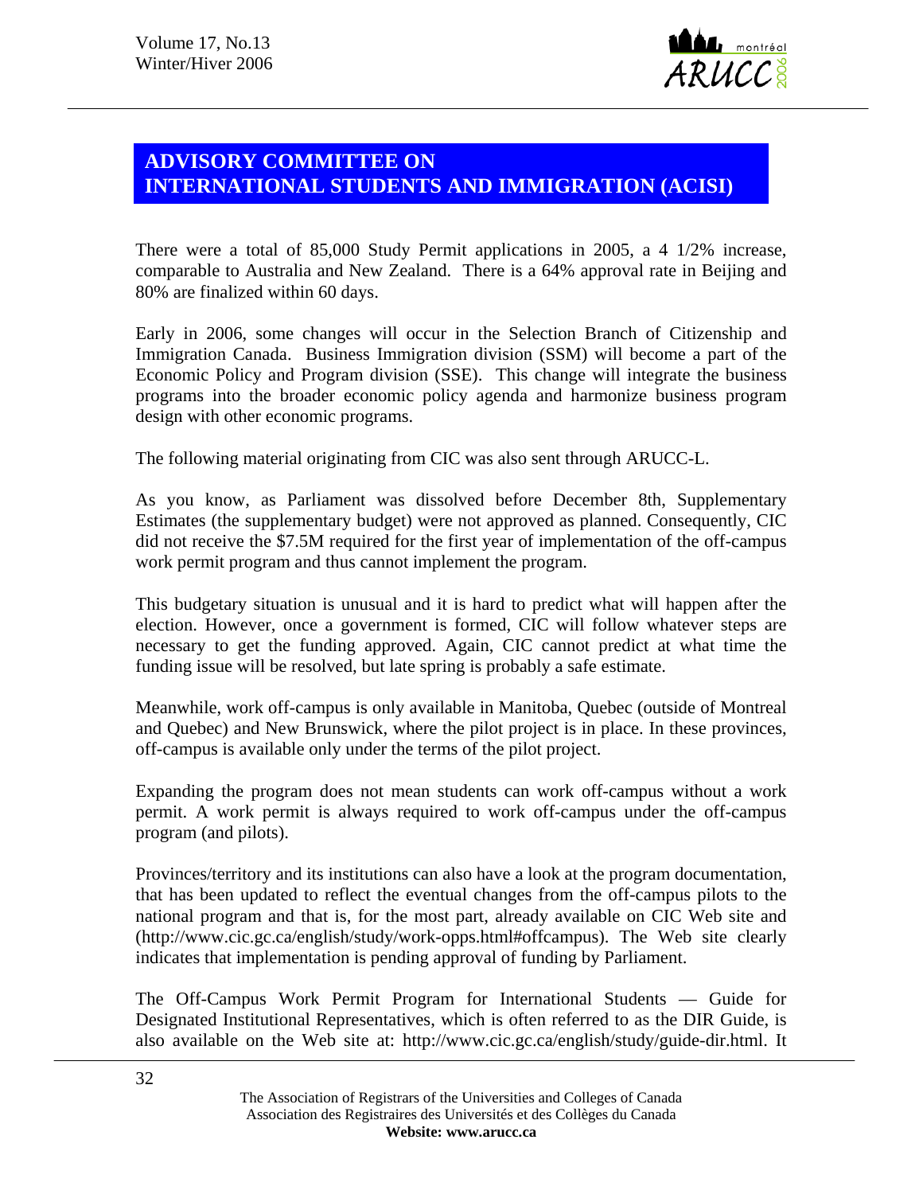## ADVISORY COMMITTEE ON INTERNATIONAL STUDENTS AND IMMIGRATION (ACISI)

There were a total of 85,000 Study Permit applications in 2005, a 4 1/2% increase, comparable to Australia and New Zealand. There is a 64% approval rate in Beijing and 80% are finalized within 60 days.

Early in 2006, some changes will occur in the Selection Branch of Citizenship and Immigration Canada. Business Immigration division (SSM) will become a part of the Economic Policy and Program division (SSE). This change will integrate the business programs into the broader economic policy agenda and harmonize business program design with other economic programs.

The following material originating from CIC was also sent through ARUCC-L.

As you know, as Parliament was dissolved before December 8th, Supplementary Estimates (the supplementary budget) were not approved as planned. Consequently, CIC did not receive the $7.5M required for the first year of implementation of the off-campus work permit program and thus cannot implement the program.

This budgetary situation is unusual and it is hard to predict what will happen after the election. However, once a government is formed, CIC will follow whatever steps are necessary to get the funding approved. Again, CIC cannot predict at what time the funding issue will be resolved, but late spring is probably a safe estimate.

Meanwhile, work off-campus is only available in Manitoba, Quebec (outside of Montreal and Quebec) and New Brunswick, where the pilot project is in place. In these provinces, off-campus is available only under the terms of the pilot project.

Expanding the program does not mean students can work off-campus without a work permit. A work permit is always required to work off-campus under the off-campus program (and pilots).

Provinces/territory and its institutions can also have a look at the program documentation, that has been updated to reflect the eventual changes from the off-campus pilots to the national program and that is, for the most part, already available on CIC Web site and (http://www.cic.gc.ca/english/study/work-opps.html#offcampus). The Web site clearly indicates that implementation is pending approval of funding by Parliament.

The Off-Campus Work Permit Program for International Students — Guide for Designated Institutional Representatives, which is often referred to as the DIR Guide, is also available on the Web site at: http://www.cic.gc.ca/english/study/guide-dir.html. It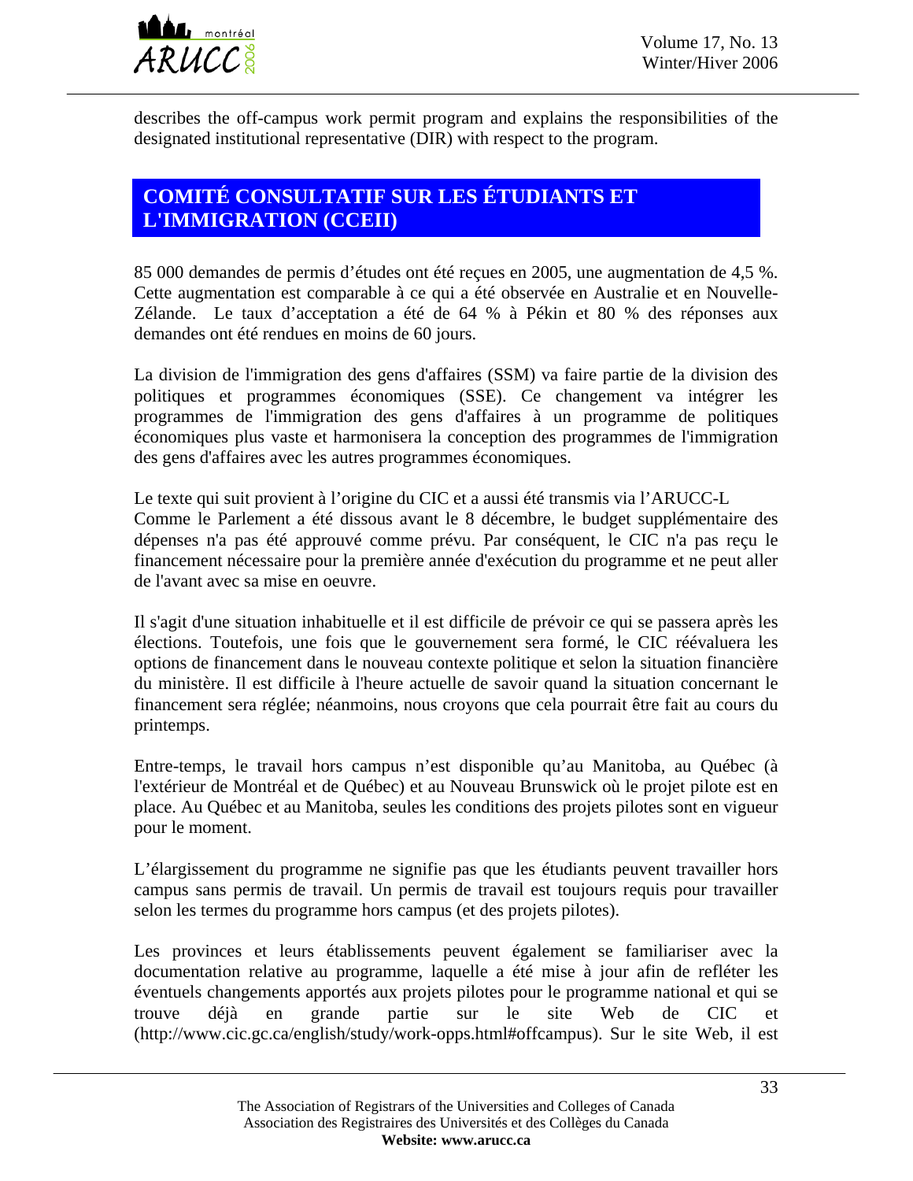describes the off-campus work permit program and explains the responsibilities of the designated institutional representative (DIR) with respect to the program.

## COMITÉ CONSULTATIF SUR LES ÉTUDIANTS ET L'IMMIGRATION (CCEII)

85 000 demandes de permis d'études ont été reçues en 2005, une augmentation de 4,5 %. Cette augmentation est comparable à ce qui a été observée en Australie et en Nouvelle-Zélande. Le taux d'acceptation a été de 64 % à Pékin et 80 % des réponses aux demandes ont été rendues en moins de 60 jours.

La division de l'immigration des gens d'affaires (SSM) va faire partie de la division des politiques et programmes économiques (SSE). Ce changement va intégrer les programmes de l'immigration des gens d'affaires à un programme de politiques économiques plus vaste et harmonisera la conception des programmes de l'immigration des gens d'affaires avec les autres programmes économiques.

Le texte qui suit provient à l'origine du CIC et a aussi été transmis via l'ARUCC-L
Comme le Parlement a été dissous avant le 8 décembre, le budget supplémentaire des dépenses n'a pas été approuvé comme prévu. Par conséquent, le CIC n'a pas reçu le financement nécessaire pour la première année d'exécution du programme et ne peut aller de l'avant avec sa mise en oeuvre.

Il s'agit d'une situation inhabituelle et il est difficile de prévoir ce qui se passera après les élections. Toutefois, une fois que le gouvernement sera formé, le CIC réévaluera les options de financement dans le nouveau contexte politique et selon la situation financière du ministère. Il est difficile à l'heure actuelle de savoir quand la situation concernant le financement sera réglée; néanmoins, nous croyons que cela pourrait être fait au cours du printemps.

Entre-temps, le travail hors campus n'est disponible qu'au Manitoba, au Québec (à l'extérieur de Montréal et de Québec) et au Nouveau Brunswick où le projet pilote est en place. Au Québec et au Manitoba, seules les conditions des projets pilotes sont en vigueur pour le moment.

L'élargissement du programme ne signifie pas que les étudiants peuvent travailler hors campus sans permis de travail. Un permis de travail est toujours requis pour travailler selon les termes du programme hors campus (et des projets pilotes).

Les provinces et leurs établissements peuvent également se familiariser avec la documentation relative au programme, laquelle a été mise à jour afin de refléter les éventuels changements apportés aux projets pilotes pour le programme national et qui se trouve déjà en grande partie sur le site Web de CIC et (http://www.cic.gc.ca/english/study/work-opps.html#offcampus). Sur le site Web, il est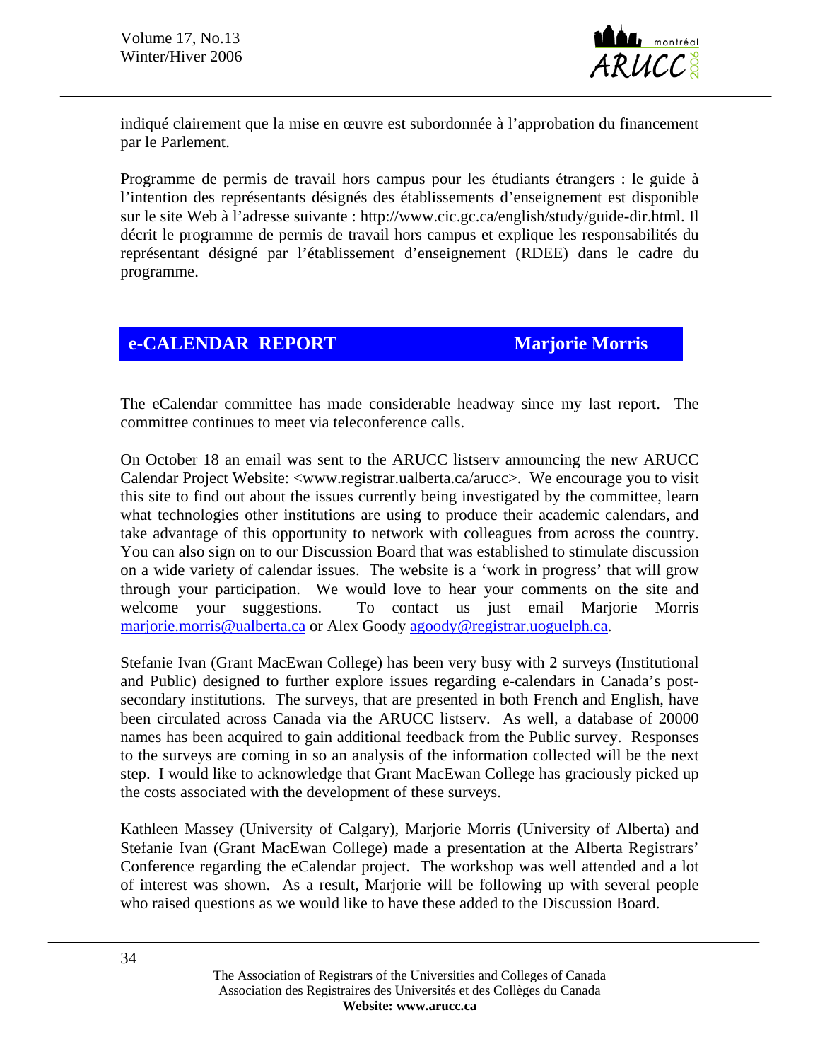indiqué clairement que la mise en œuvre est subordonnée à l'approbation du financement par le Parlement.

Programme de permis de travail hors campus pour les étudiants étrangers : le guide à l'intention des représentants désignés des établissements d'enseignement est disponible sur le site Web à l'adresse suivante : http://www.cic.gc.ca/english/study/guide-dir.html. Il décrit le programme de permis de travail hors campus et explique les responsabilités du représentant désigné par l'établissement d'enseignement (RDEE) dans le cadre du programme.

## e-CALENDAR REPORT — Marjorie Morris

The eCalendar committee has made considerable headway since my last report. The committee continues to meet via teleconference calls.

On October 18 an email was sent to the ARUCC listserv announcing the new ARUCC Calendar Project Website: <www.registrar.ualberta.ca/arucc>. We encourage you to visit this site to find out about the issues currently being investigated by the committee, learn what technologies other institutions are using to produce their academic calendars, and take advantage of this opportunity to network with colleagues from across the country. You can also sign on to our Discussion Board that was established to stimulate discussion on a wide variety of calendar issues. The website is a 'work in progress' that will grow through your participation. We would love to hear your comments on the site and welcome your suggestions. To contact us just email Marjorie Morris marjorie.morris@ualberta.ca or Alex Goody agoody@registrar.uoguelph.ca.

Stefanie Ivan (Grant MacEwan College) has been very busy with 2 surveys (Institutional and Public) designed to further explore issues regarding e-calendars in Canada's post-secondary institutions. The surveys, that are presented in both French and English, have been circulated across Canada via the ARUCC listserv. As well, a database of 20000 names has been acquired to gain additional feedback from the Public survey. Responses to the surveys are coming in so an analysis of the information collected will be the next step. I would like to acknowledge that Grant MacEwan College has graciously picked up the costs associated with the development of these surveys.

Kathleen Massey (University of Calgary), Marjorie Morris (University of Alberta) and Stefanie Ivan (Grant MacEwan College) made a presentation at the Alberta Registrars' Conference regarding the eCalendar project. The workshop was well attended and a lot of interest was shown. As a result, Marjorie will be following up with several people who raised questions as we would like to have these added to the Discussion Board.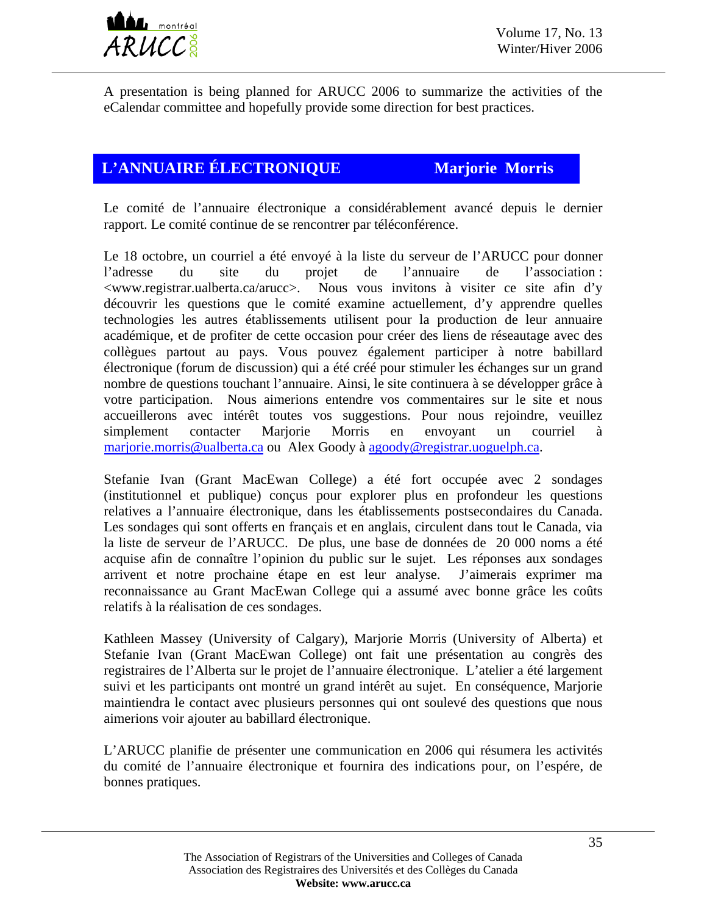A presentation is being planned for ARUCC 2006 to summarize the activities of the eCalendar committee and hopefully provide some direction for best practices.

## L'ANNUAIRE ÉLECTRONIQUE — Marjorie Morris

Le comité de l'annuaire électronique a considérablement avancé depuis le dernier rapport. Le comité continue de se rencontrer par téléconférence.

Le 18 octobre, un courriel a été envoyé à la liste du serveur de l'ARUCC pour donner l'adresse du site du projet de l'annuaire de l'association : <www.registrar.ualberta.ca/arucc>. Nous vous invitons à visiter ce site afin d'y découvrir les questions que le comité examine actuellement, d'y apprendre quelles technologies les autres établissements utilisent pour la production de leur annuaire académique, et de profiter de cette occasion pour créer des liens de réseautage avec des collègues partout au pays. Vous pouvez également participer à notre babillard électronique (forum de discussion) qui a été créé pour stimuler les échanges sur un grand nombre de questions touchant l'annuaire. Ainsi, le site continuera à se développer grâce à votre participation. Nous aimerions entendre vos commentaires sur le site et nous accueillerons avec intérêt toutes vos suggestions. Pour nous rejoindre, veuillez simplement contacter Marjorie Morris en envoyant un courriel à marjorie.morris@ualberta.ca ou Alex Goody à agoody@registrar.uoguelph.ca.

Stefanie Ivan (Grant MacEwan College) a été fort occupée avec 2 sondages (institutionnel et publique) conçus pour explorer plus en profondeur les questions relatives a l'annuaire électronique, dans les établissements postsecondaires du Canada. Les sondages qui sont offerts en français et en anglais, circulent dans tout le Canada, via la liste de serveur de l'ARUCC. De plus, une base de données de 20 000 noms a été acquise afin de connaître l'opinion du public sur le sujet. Les réponses aux sondages arrivent et notre prochaine étape en est leur analyse. J'aimerais exprimer ma reconnaissance au Grant MacEwan College qui a assumé avec bonne grâce les coûts relatifs à la réalisation de ces sondages.

Kathleen Massey (University of Calgary), Marjorie Morris (University of Alberta) et Stefanie Ivan (Grant MacEwan College) ont fait une présentation au congrès des registraires de l'Alberta sur le projet de l'annuaire électronique. L'atelier a été largement suivi et les participants ont montré un grand intérêt au sujet. En conséquence, Marjorie maintiendra le contact avec plusieurs personnes qui ont soulevé des questions que nous aimerions voir ajouter au babillard électronique.

L'ARUCC planifie de présenter une communication en 2006 qui résumera les activités du comité de l'annuaire électronique et fournira des indications pour, on l'espére, de bonnes pratiques.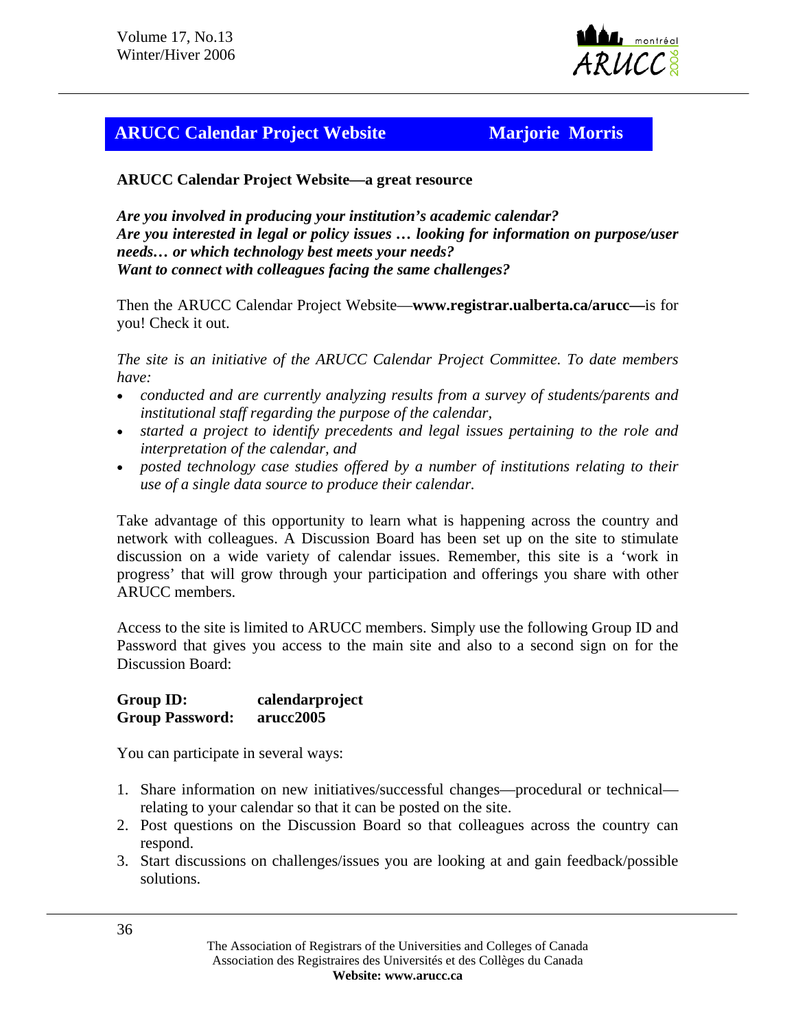## ARUCC Calendar Project Website — Marjorie Morris

**ARUCC Calendar Project Website—a great resource**

***Are you involved in producing your institution's academic calendar?***
***Are you interested in legal or policy issues … looking for information on purpose/user needs… or which technology best meets your needs?***
***Want to connect with colleagues facing the same challenges?***

Then the ARUCC Calendar Project Website—**www.registrar.ualberta.ca/arucc—**is for you! Check it out.

*The site is an initiative of the ARUCC Calendar Project Committee. To date members have:*

- *conducted and are currently analyzing results from a survey of students/parents and institutional staff regarding the purpose of the calendar,*
- *started a project to identify precedents and legal issues pertaining to the role and interpretation of the calendar, and*
- *posted technology case studies offered by a number of institutions relating to their use of a single data source to produce their calendar.*

Take advantage of this opportunity to learn what is happening across the country and network with colleagues. A Discussion Board has been set up on the site to stimulate discussion on a wide variety of calendar issues. Remember, this site is a 'work in progress' that will grow through your participation and offerings you share with other ARUCC members.

Access to the site is limited to ARUCC members. Simply use the following Group ID and Password that gives you access to the main site and also to a second sign on for the Discussion Board:

**Group ID:** **calendarproject**
**Group Password:** **arucc2005**

You can participate in several ways:

1. Share information on new initiatives/successful changes—procedural or technical—relating to your calendar so that it can be posted on the site.
2. Post questions on the Discussion Board so that colleagues across the country can respond.
3. Start discussions on challenges/issues you are looking at and gain feedback/possible solutions.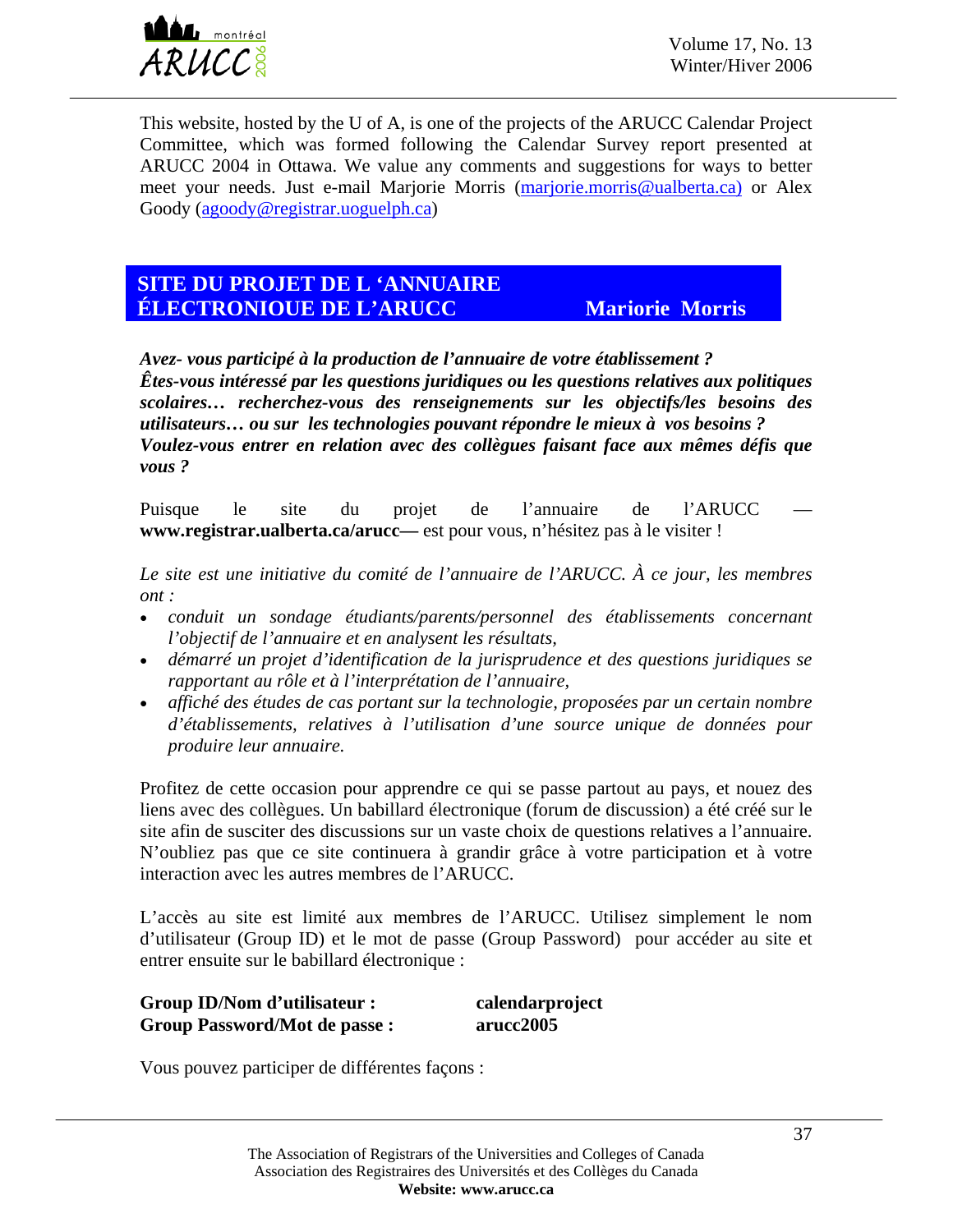This website, hosted by the U of A, is one of the projects of the ARUCC Calendar Project Committee, which was formed following the Calendar Survey report presented at ARUCC 2004 in Ottawa. We value any comments and suggestions for ways to better meet your needs. Just e-mail Marjorie Morris (marjorie.morris@ualberta.ca) or Alex Goody (agoody@registrar.uoguelph.ca)

## SITE DU PROJET DE L 'ANNUAIRE ÉLECTRONIOUE DE L'ARUCC — Mariorie Morris

***Avez- vous participé à la production de l'annuaire de votre établissement ?***
***Êtes-vous intéressé par les questions juridiques ou les questions relatives aux politiques scolaires… recherchez-vous des renseignements sur les objectifs/les besoins des utilisateurs… ou sur les technologies pouvant répondre le mieux à vos besoins ?***
***Voulez-vous entrer en relation avec des collègues faisant face aux mêmes défis que vous ?***

Puisque le site du projet de l'annuaire de l'ARUCC — **www.registrar.ualberta.ca/arucc—** est pour vous, n'hésitez pas à le visiter !

*Le site est une initiative du comité de l'annuaire de l'ARUCC. À ce jour, les membres ont :*

- *conduit un sondage étudiants/parents/personnel des établissements concernant l'objectif de l'annuaire et en analysent les résultats,*
- *démarré un projet d'identification de la jurisprudence et des questions juridiques se rapportant au rôle et à l'interprétation de l'annuaire,*
- *affiché des études de cas portant sur la technologie, proposées par un certain nombre d'établissements, relatives à l'utilisation d'une source unique de données pour produire leur annuaire.*

Profitez de cette occasion pour apprendre ce qui se passe partout au pays, et nouez des liens avec des collègues. Un babillard électronique (forum de discussion) a été créé sur le site afin de susciter des discussions sur un vaste choix de questions relatives a l'annuaire. N'oubliez pas que ce site continuera à grandir grâce à votre participation et à votre interaction avec les autres membres de l'ARUCC.

L'accès au site est limité aux membres de l'ARUCC. Utilisez simplement le nom d'utilisateur (Group ID) et le mot de passe (Group Password) pour accéder au site et entrer ensuite sur le babillard électronique :

**Group ID/Nom d'utilisateur :** **calendarproject**
**Group Password/Mot de passe :** **arucc2005**

Vous pouvez participer de différentes façons :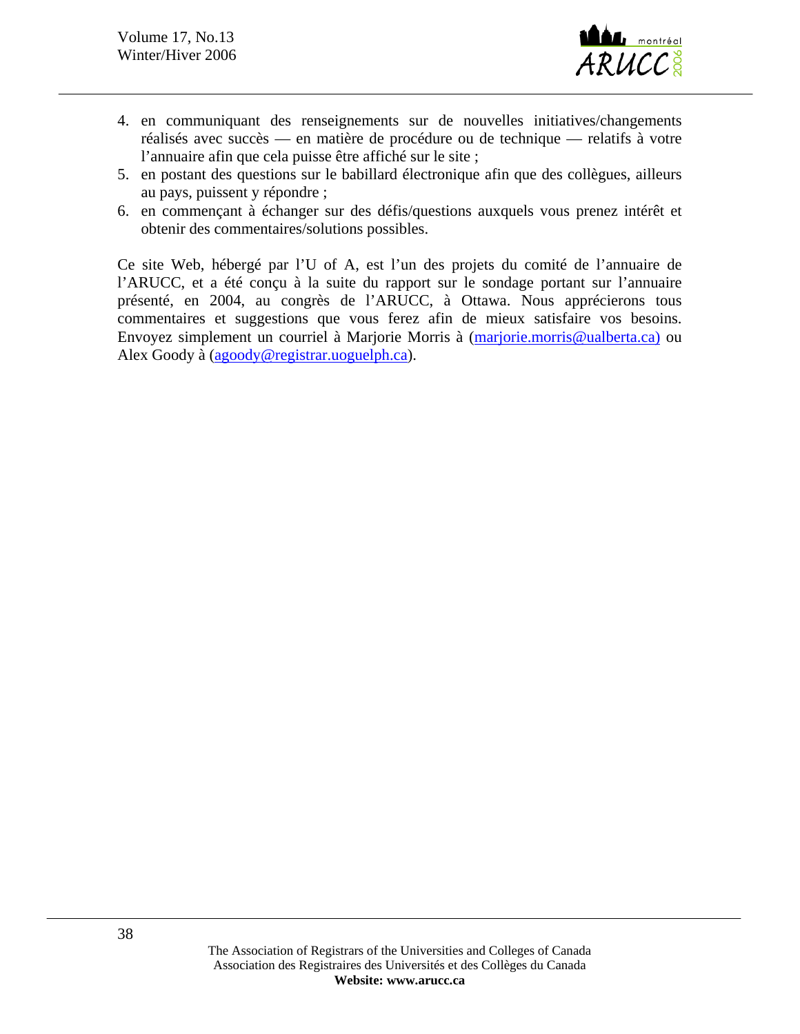4. en communiquant des renseignements sur de nouvelles initiatives/changements réalisés avec succès — en matière de procédure ou de technique — relatifs à votre l'annuaire afin que cela puisse être affiché sur le site ;
5. en postant des questions sur le babillard électronique afin que des collègues, ailleurs au pays, puissent y répondre ;
6. en commençant à échanger sur des défis/questions auxquels vous prenez intérêt et obtenir des commentaires/solutions possibles.

Ce site Web, hébergé par l'U of A, est l'un des projets du comité de l'annuaire de l'ARUCC, et a été conçu à la suite du rapport sur le sondage portant sur l'annuaire présenté, en 2004, au congrès de l'ARUCC, à Ottawa. Nous apprécierons tous commentaires et suggestions que vous ferez afin de mieux satisfaire vos besoins. Envoyez simplement un courriel à Marjorie Morris à (marjorie.morris@ualberta.ca) ou Alex Goody à (agoody@registrar.uoguelph.ca).